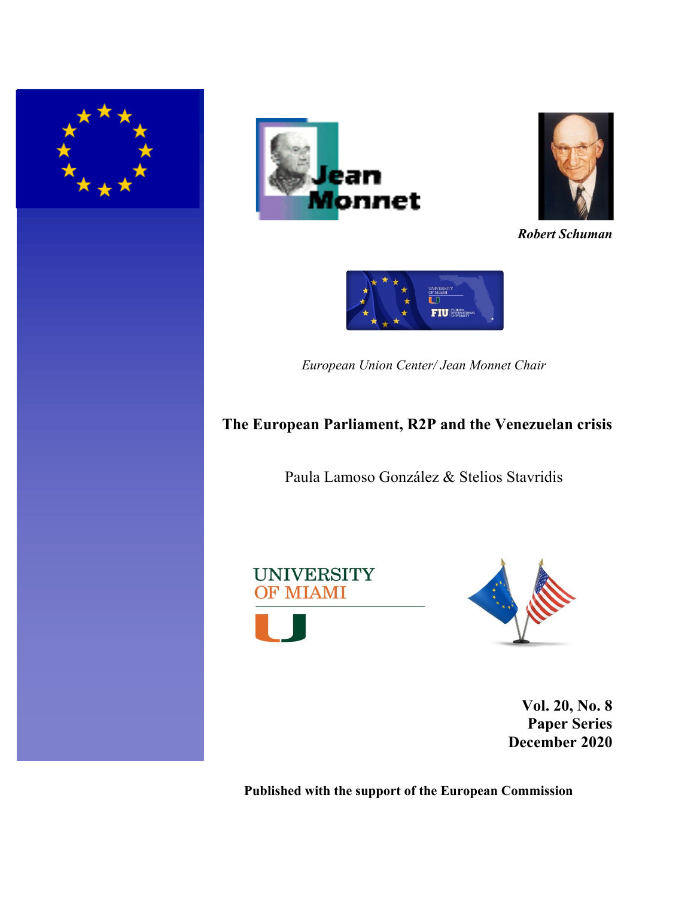Robert Schuman

*European Union Center/ Jean Monnet Chair*

# The European Parliament, R2P and the Venezuelan crisis

Paula Lamoso González & Stelios Stavridis

**Vol. 20, No. 8**
**Paper Series**
**December 2020**

**Published with the support of the European Commission**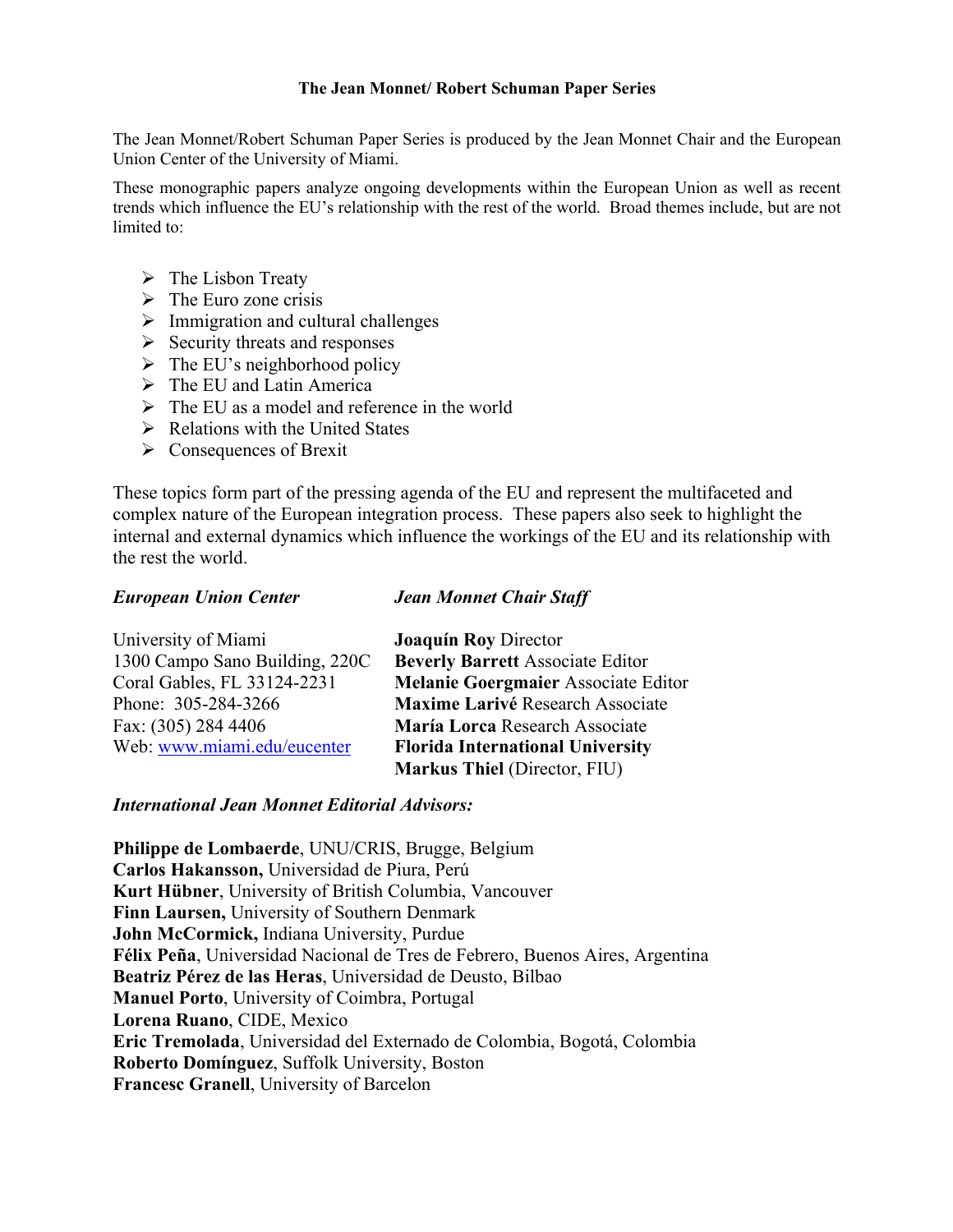## The Jean Monnet/ Robert Schuman Paper Series

The Jean Monnet/Robert Schuman Paper Series is produced by the Jean Monnet Chair and the European Union Center of the University of Miami.

These monographic papers analyze ongoing developments within the European Union as well as recent trends which influence the EU's relationship with the rest of the world. Broad themes include, but are not limited to:

- The Lisbon Treaty
- The Euro zone crisis
- Immigration and cultural challenges
- Security threats and responses
- The EU's neighborhood policy
- The EU and Latin America
- The EU as a model and reference in the world
- Relations with the United States
- Consequences of Brexit

These topics form part of the pressing agenda of the EU and represent the multifaceted and complex nature of the European integration process. These papers also seek to highlight the internal and external dynamics which influence the workings of the EU and its relationship with the rest the world.

***European Union Center***

University of Miami
1300 Campo Sano Building, 220C
Coral Gables, FL 33124-2231
Phone: 305-284-3266
Fax: (305) 284 4406
Web: www.miami.edu/eucenter

***Jean Monnet Chair Staff***

**Joaquín Roy** Director
**Beverly Barrett** Associate Editor
**Melanie Goergmaier** Associate Editor
**Maxime Larivé** Research Associate
**María Lorca** Research Associate
**Florida International University**
**Markus Thiel** (Director, FIU)

***International Jean Monnet Editorial Advisors:***

**Philippe de Lombaerde**, UNU/CRIS, Brugge, Belgium
**Carlos Hakansson,** Universidad de Piura, Perú
**Kurt Hübner**, University of British Columbia, Vancouver
**Finn Laursen,** University of Southern Denmark
**John McCormick,** Indiana University, Purdue
**Félix Peña**, Universidad Nacional de Tres de Febrero, Buenos Aires, Argentina
**Beatriz Pérez de las Heras**, Universidad de Deusto, Bilbao
**Manuel Porto**, University of Coimbra, Portugal
**Lorena Ruano**, CIDE, Mexico
**Eric Tremolada**, Universidad del Externado de Colombia, Bogotá, Colombia
**Roberto Domínguez**, Suffolk University, Boston
**Francesc Granell**, University of Barcelon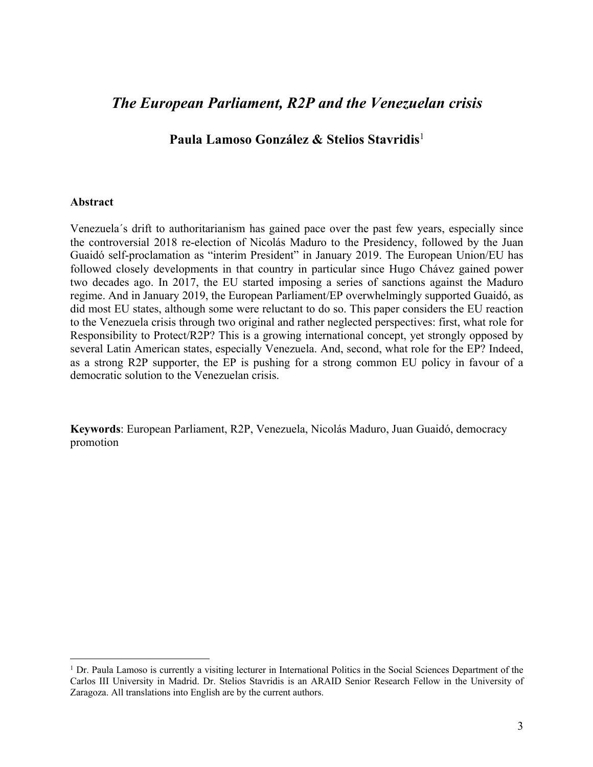# *The European Parliament, R2P and the Venezuelan crisis*

**Paula Lamoso González & Stelios Stavridis**[1]

### Abstract

Venezuela´s drift to authoritarianism has gained pace over the past few years, especially since the controversial 2018 re-election of Nicolás Maduro to the Presidency, followed by the Juan Guaidó self-proclamation as "interim President" in January 2019. The European Union/EU has followed closely developments in that country in particular since Hugo Chávez gained power two decades ago. In 2017, the EU started imposing a series of sanctions against the Maduro regime. And in January 2019, the European Parliament/EP overwhelmingly supported Guaidó, as did most EU states, although some were reluctant to do so. This paper considers the EU reaction to the Venezuela crisis through two original and rather neglected perspectives: first, what role for Responsibility to Protect/R2P? This is a growing international concept, yet strongly opposed by several Latin American states, especially Venezuela. And, second, what role for the EP? Indeed, as a strong R2P supporter, the EP is pushing for a strong common EU policy in favour of a democratic solution to the Venezuelan crisis.

**Keywords**: European Parliament, R2P, Venezuela, Nicolás Maduro, Juan Guaidó, democracy promotion

---

[1] Dr. Paula Lamoso is currently a visiting lecturer in International Politics in the Social Sciences Department of the Carlos III University in Madrid. Dr. Stelios Stavridis is an ARAID Senior Research Fellow in the University of Zaragoza. All translations into English are by the current authors.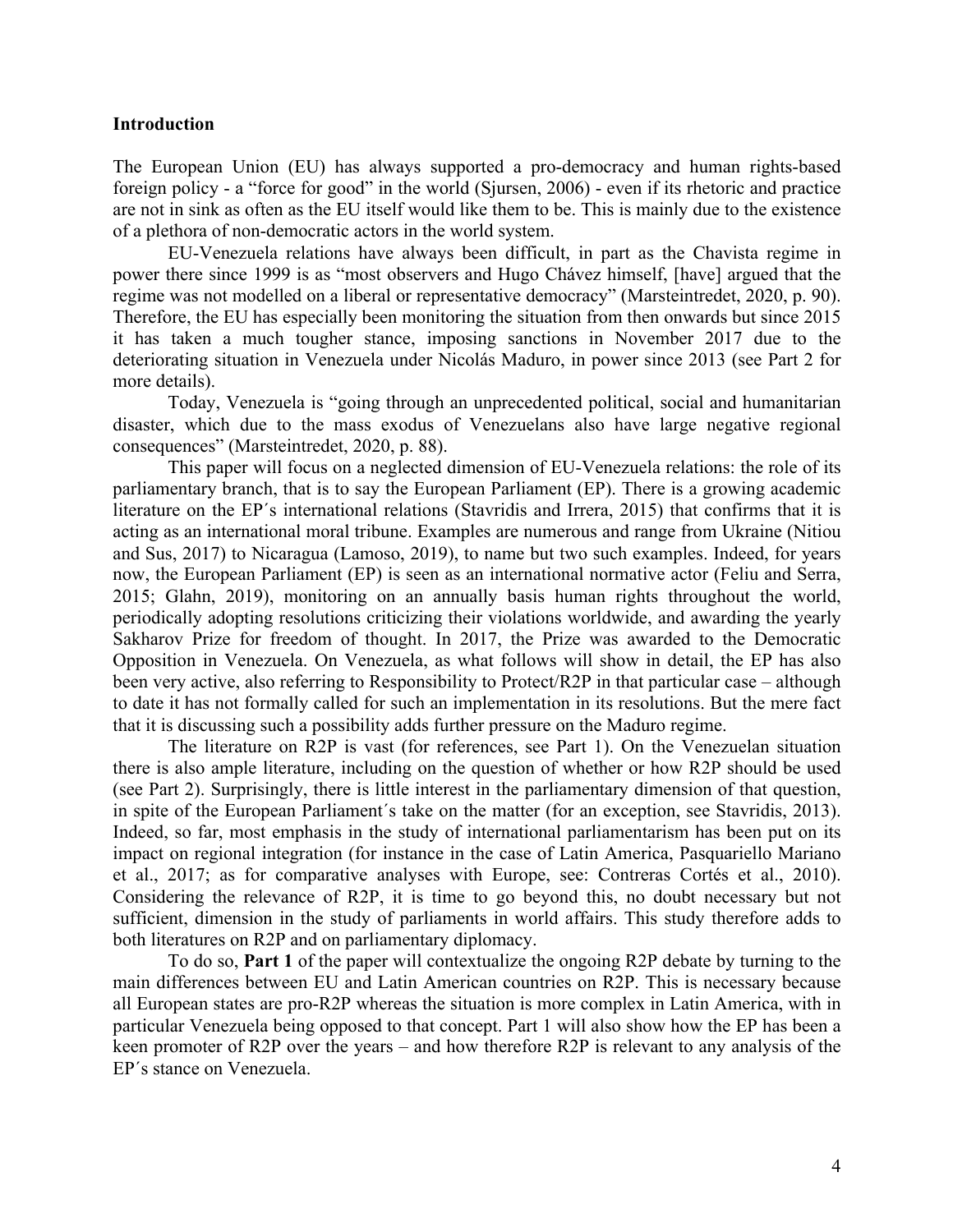## Introduction

The European Union (EU) has always supported a pro-democracy and human rights-based foreign policy - a "force for good" in the world (Sjursen, 2006) - even if its rhetoric and practice are not in sink as often as the EU itself would like them to be. This is mainly due to the existence of a plethora of non-democratic actors in the world system.

EU-Venezuela relations have always been difficult, in part as the Chavista regime in power there since 1999 is as "most observers and Hugo Chávez himself, [have] argued that the regime was not modelled on a liberal or representative democracy" (Marsteintredet, 2020, p. 90). Therefore, the EU has especially been monitoring the situation from then onwards but since 2015 it has taken a much tougher stance, imposing sanctions in November 2017 due to the deteriorating situation in Venezuela under Nicolás Maduro, in power since 2013 (see Part 2 for more details).

Today, Venezuela is "going through an unprecedented political, social and humanitarian disaster, which due to the mass exodus of Venezuelans also have large negative regional consequences" (Marsteintredet, 2020, p. 88).

This paper will focus on a neglected dimension of EU-Venezuela relations: the role of its parliamentary branch, that is to say the European Parliament (EP). There is a growing academic literature on the EP´s international relations (Stavridis and Irrera, 2015) that confirms that it is acting as an international moral tribune. Examples are numerous and range from Ukraine (Nitiou and Sus, 2017) to Nicaragua (Lamoso, 2019), to name but two such examples. Indeed, for years now, the European Parliament (EP) is seen as an international normative actor (Feliu and Serra, 2015; Glahn, 2019), monitoring on an annually basis human rights throughout the world, periodically adopting resolutions criticizing their violations worldwide, and awarding the yearly Sakharov Prize for freedom of thought. In 2017, the Prize was awarded to the Democratic Opposition in Venezuela. On Venezuela, as what follows will show in detail, the EP has also been very active, also referring to Responsibility to Protect/R2P in that particular case – although to date it has not formally called for such an implementation in its resolutions. But the mere fact that it is discussing such a possibility adds further pressure on the Maduro regime.

The literature on R2P is vast (for references, see Part 1). On the Venezuelan situation there is also ample literature, including on the question of whether or how R2P should be used (see Part 2). Surprisingly, there is little interest in the parliamentary dimension of that question, in spite of the European Parliament´s take on the matter (for an exception, see Stavridis, 2013). Indeed, so far, most emphasis in the study of international parliamentarism has been put on its impact on regional integration (for instance in the case of Latin America, Pasquariello Mariano et al., 2017; as for comparative analyses with Europe, see: Contreras Cortés et al., 2010). Considering the relevance of R2P, it is time to go beyond this, no doubt necessary but not sufficient, dimension in the study of parliaments in world affairs. This study therefore adds to both literatures on R2P and on parliamentary diplomacy.

To do so, **Part 1** of the paper will contextualize the ongoing R2P debate by turning to the main differences between EU and Latin American countries on R2P. This is necessary because all European states are pro-R2P whereas the situation is more complex in Latin America, with in particular Venezuela being opposed to that concept. Part 1 will also show how the EP has been a keen promoter of R2P over the years – and how therefore R2P is relevant to any analysis of the EP´s stance on Venezuela.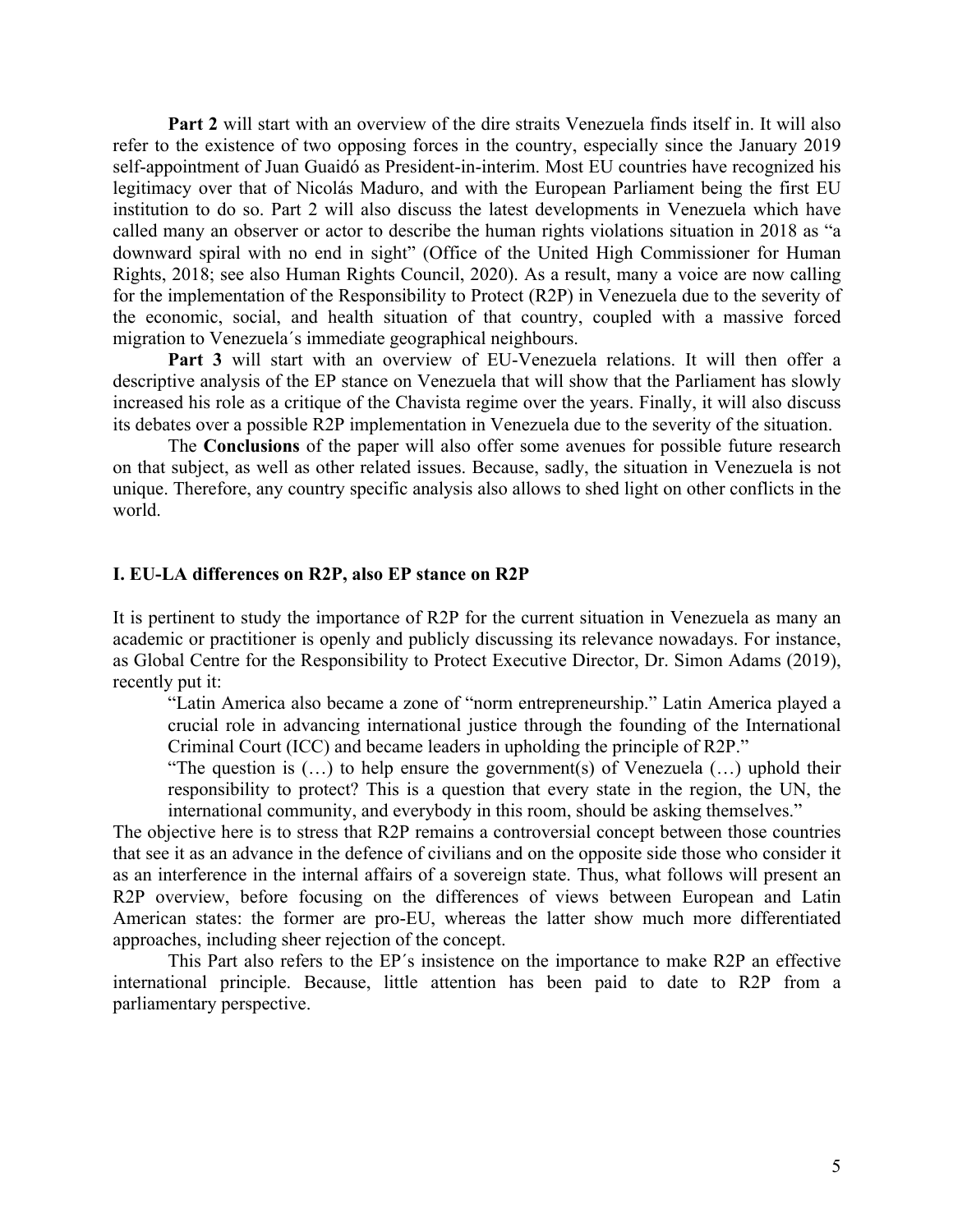**Part 2** will start with an overview of the dire straits Venezuela finds itself in. It will also refer to the existence of two opposing forces in the country, especially since the January 2019 self-appointment of Juan Guaidó as President-in-interim. Most EU countries have recognized his legitimacy over that of Nicolás Maduro, and with the European Parliament being the first EU institution to do so. Part 2 will also discuss the latest developments in Venezuela which have called many an observer or actor to describe the human rights violations situation in 2018 as "a downward spiral with no end in sight" (Office of the United High Commissioner for Human Rights, 2018; see also Human Rights Council, 2020). As a result, many a voice are now calling for the implementation of the Responsibility to Protect (R2P) in Venezuela due to the severity of the economic, social, and health situation of that country, coupled with a massive forced migration to Venezuela´s immediate geographical neighbours.

**Part 3** will start with an overview of EU-Venezuela relations. It will then offer a descriptive analysis of the EP stance on Venezuela that will show that the Parliament has slowly increased his role as a critique of the Chavista regime over the years. Finally, it will also discuss its debates over a possible R2P implementation in Venezuela due to the severity of the situation.

The **Conclusions** of the paper will also offer some avenues for possible future research on that subject, as well as other related issues. Because, sadly, the situation in Venezuela is not unique. Therefore, any country specific analysis also allows to shed light on other conflicts in the world.

## I. EU-LA differences on R2P, also EP stance on R2P

It is pertinent to study the importance of R2P for the current situation in Venezuela as many an academic or practitioner is openly and publicly discussing its relevance nowadays. For instance, as Global Centre for the Responsibility to Protect Executive Director, Dr. Simon Adams (2019), recently put it:

> "Latin America also became a zone of "norm entrepreneurship." Latin America played a crucial role in advancing international justice through the founding of the International Criminal Court (ICC) and became leaders in upholding the principle of R2P."
>
> "The question is (…) to help ensure the government(s) of Venezuela (…) uphold their responsibility to protect? This is a question that every state in the region, the UN, the international community, and everybody in this room, should be asking themselves."

The objective here is to stress that R2P remains a controversial concept between those countries that see it as an advance in the defence of civilians and on the opposite side those who consider it as an interference in the internal affairs of a sovereign state. Thus, what follows will present an R2P overview, before focusing on the differences of views between European and Latin American states: the former are pro-EU, whereas the latter show much more differentiated approaches, including sheer rejection of the concept.

This Part also refers to the EP´s insistence on the importance to make R2P an effective international principle. Because, little attention has been paid to date to R2P from a parliamentary perspective.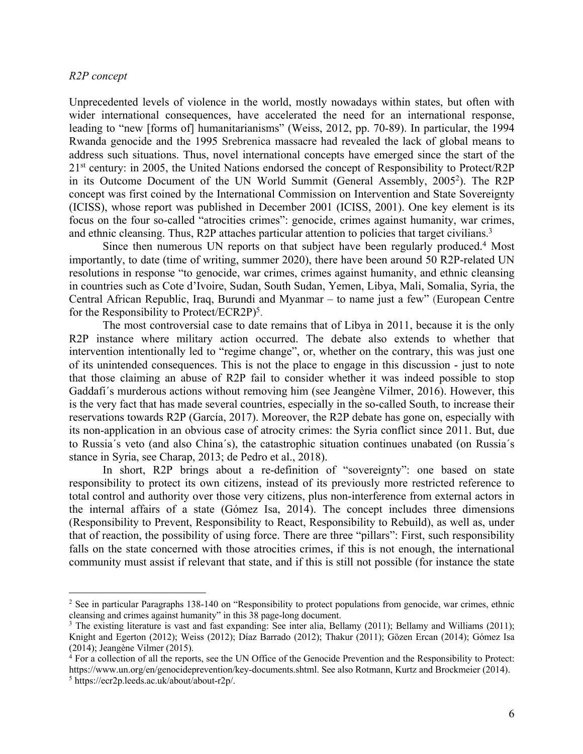*R2P concept*

Unprecedented levels of violence in the world, mostly nowadays within states, but often with wider international consequences, have accelerated the need for an international response, leading to "new [forms of] humanitarianisms" (Weiss, 2012, pp. 70-89). In particular, the 1994 Rwanda genocide and the 1995 Srebrenica massacre had revealed the lack of global means to address such situations. Thus, novel international concepts have emerged since the start of the 21st century: in 2005, the United Nations endorsed the concept of Responsibility to Protect/R2P in its Outcome Document of the UN World Summit (General Assembly, 2005[2]). The R2P concept was first coined by the International Commission on Intervention and State Sovereignty (ICISS), whose report was published in December 2001 (ICISS, 2001). One key element is its focus on the four so-called "atrocities crimes": genocide, crimes against humanity, war crimes, and ethnic cleansing. Thus, R2P attaches particular attention to policies that target civilians.[3]

Since then numerous UN reports on that subject have been regularly produced.[4] Most importantly, to date (time of writing, summer 2020), there have been around 50 R2P-related UN resolutions in response "to genocide, war crimes, crimes against humanity, and ethnic cleansing in countries such as Cote d'Ivoire, Sudan, South Sudan, Yemen, Libya, Mali, Somalia, Syria, the Central African Republic, Iraq, Burundi and Myanmar – to name just a few" (European Centre for the Responsibility to Protect/ECR2P)[5].

The most controversial case to date remains that of Libya in 2011, because it is the only R2P instance where military action occurred. The debate also extends to whether that intervention intentionally led to "regime change", or, whether on the contrary, this was just one of its unintended consequences. This is not the place to engage in this discussion - just to note that those claiming an abuse of R2P fail to consider whether it was indeed possible to stop Gaddafi´s murderous actions without removing him (see Jeangène Vilmer, 2016). However, this is the very fact that has made several countries, especially in the so-called South, to increase their reservations towards R2P (García, 2017). Moreover, the R2P debate has gone on, especially with its non-application in an obvious case of atrocity crimes: the Syria conflict since 2011. But, due to Russia´s veto (and also China´s), the catastrophic situation continues unabated (on Russia´s stance in Syria, see Charap, 2013; de Pedro et al., 2018).

In short, R2P brings about a re-definition of "sovereignty": one based on state responsibility to protect its own citizens, instead of its previously more restricted reference to total control and authority over those very citizens, plus non-interference from external actors in the internal affairs of a state (Gómez Isa, 2014). The concept includes three dimensions (Responsibility to Prevent, Responsibility to React, Responsibility to Rebuild), as well as, under that of reaction, the possibility of using force. There are three "pillars": First, such responsibility falls on the state concerned with those atrocities crimes, if this is not enough, the international community must assist if relevant that state, and if this is still not possible (for instance the state

---

[2] See in particular Paragraphs 138-140 on "Responsibility to protect populations from genocide, war crimes, ethnic cleansing and crimes against humanity" in this 38 page-long document.

[3] The existing literature is vast and fast expanding: See inter alia, Bellamy (2011); Bellamy and Williams (2011); Knight and Egerton (2012); Weiss (2012); Díaz Barrado (2012); Thakur (2011); Gözen Ercan (2014); Gómez Isa (2014); Jeangène Vilmer (2015).

[4] For a collection of all the reports, see the UN Office of the Genocide Prevention and the Responsibility to Protect: https://www.un.org/en/genocideprevention/key-documents.shtml. See also Rotmann, Kurtz and Brockmeier (2014).

[5] https://ecr2p.leeds.ac.uk/about/about-r2p/.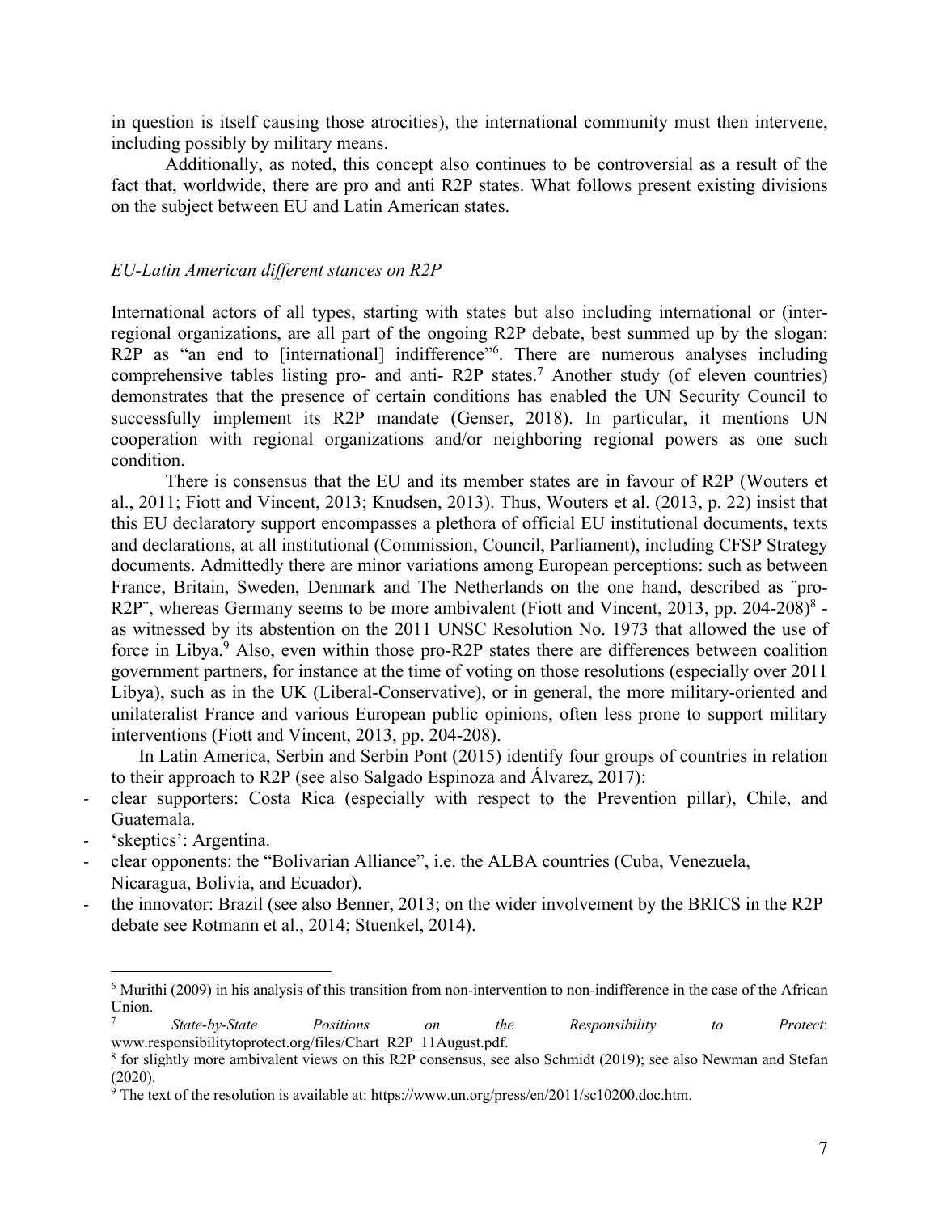in question is itself causing those atrocities), the international community must then intervene, including possibly by military means.

Additionally, as noted, this concept also continues to be controversial as a result of the fact that, worldwide, there are pro and anti R2P states. What follows present existing divisions on the subject between EU and Latin American states.

### *EU-Latin American different stances on R2P*

International actors of all types, starting with states but also including international or (inter-regional organizations, are all part of the ongoing R2P debate, best summed up by the slogan: R2P as "an end to [international] indifference"[6]. There are numerous analyses including comprehensive tables listing pro- and anti- R2P states.[7] Another study (of eleven countries) demonstrates that the presence of certain conditions has enabled the UN Security Council to successfully implement its R2P mandate (Genser, 2018). In particular, it mentions UN cooperation with regional organizations and/or neighboring regional powers as one such condition.

There is consensus that the EU and its member states are in favour of R2P (Wouters et al., 2011; Fiott and Vincent, 2013; Knudsen, 2013). Thus, Wouters et al. (2013, p. 22) insist that this EU declaratory support encompasses a plethora of official EU institutional documents, texts and declarations, at all institutional (Commission, Council, Parliament), including CFSP Strategy documents. Admittedly there are minor variations among European perceptions: such as between France, Britain, Sweden, Denmark and The Netherlands on the one hand, described as ¨pro-R2P¨, whereas Germany seems to be more ambivalent (Fiott and Vincent, 2013, pp. 204-208)[8] - as witnessed by its abstention on the 2011 UNSC Resolution No. 1973 that allowed the use of force in Libya.[9] Also, even within those pro-R2P states there are differences between coalition government partners, for instance at the time of voting on those resolutions (especially over 2011 Libya), such as in the UK (Liberal-Conservative), or in general, the more military-oriented and unilateralist France and various European public opinions, often less prone to support military interventions (Fiott and Vincent, 2013, pp. 204-208).

In Latin America, Serbin and Serbin Pont (2015) identify four groups of countries in relation to their approach to R2P (see also Salgado Espinoza and Álvarez, 2017):

- clear supporters: Costa Rica (especially with respect to the Prevention pillar), Chile, and Guatemala.
- 'skeptics': Argentina.
- clear opponents: the "Bolivarian Alliance", i.e. the ALBA countries (Cuba, Venezuela, Nicaragua, Bolivia, and Ecuador).
- the innovator: Brazil (see also Benner, 2013; on the wider involvement by the BRICS in the R2P debate see Rotmann et al., 2014; Stuenkel, 2014).

---

[6] Murithi (2009) in his analysis of this transition from non-intervention to non-indifference in the case of the African Union.

[7] *State-by-State Positions on the Responsibility to Protect*: www.responsibilitytoprotect.org/files/Chart_R2P_11August.pdf.

[8] for slightly more ambivalent views on this R2P consensus, see also Schmidt (2019); see also Newman and Stefan (2020).

[9] The text of the resolution is available at: https://www.un.org/press/en/2011/sc10200.doc.htm.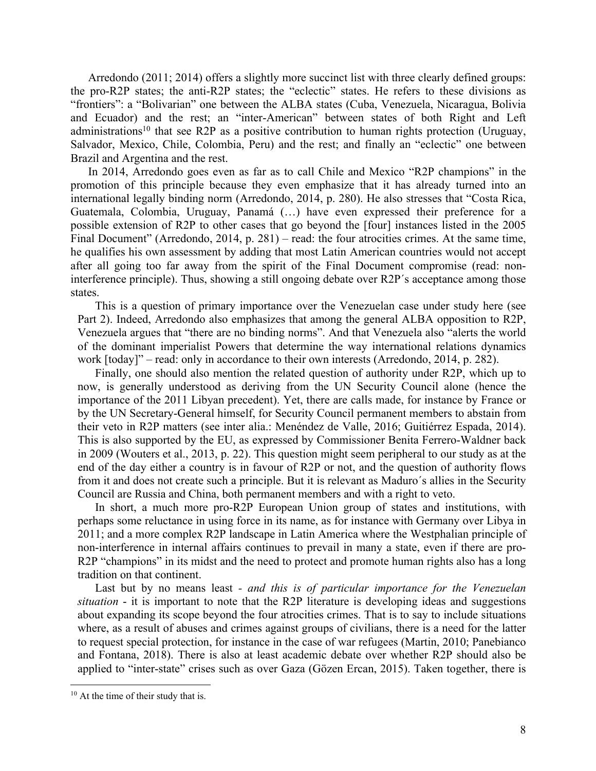Arredondo (2011; 2014) offers a slightly more succinct list with three clearly defined groups: the pro-R2P states; the anti-R2P states; the "eclectic" states. He refers to these divisions as "frontiers": a "Bolivarian" one between the ALBA states (Cuba, Venezuela, Nicaragua, Bolivia and Ecuador) and the rest; an "inter-American" between states of both Right and Left administrations[10] that see R2P as a positive contribution to human rights protection (Uruguay, Salvador, Mexico, Chile, Colombia, Peru) and the rest; and finally an "eclectic" one between Brazil and Argentina and the rest.

In 2014, Arredondo goes even as far as to call Chile and Mexico "R2P champions" in the promotion of this principle because they even emphasize that it has already turned into an international legally binding norm (Arredondo, 2014, p. 280). He also stresses that "Costa Rica, Guatemala, Colombia, Uruguay, Panamá (…) have even expressed their preference for a possible extension of R2P to other cases that go beyond the [four] instances listed in the 2005 Final Document" (Arredondo, 2014, p. 281) – read: the four atrocities crimes. At the same time, he qualifies his own assessment by adding that most Latin American countries would not accept after all going too far away from the spirit of the Final Document compromise (read: non-interference principle). Thus, showing a still ongoing debate over R2P´s acceptance among those states.

This is a question of primary importance over the Venezuelan case under study here (see Part 2). Indeed, Arredondo also emphasizes that among the general ALBA opposition to R2P, Venezuela argues that "there are no binding norms". And that Venezuela also "alerts the world of the dominant imperialist Powers that determine the way international relations dynamics work [today]" – read: only in accordance to their own interests (Arredondo, 2014, p. 282).

Finally, one should also mention the related question of authority under R2P, which up to now, is generally understood as deriving from the UN Security Council alone (hence the importance of the 2011 Libyan precedent). Yet, there are calls made, for instance by France or by the UN Secretary-General himself, for Security Council permanent members to abstain from their veto in R2P matters (see inter alia.: Menéndez de Valle, 2016; Guitiérrez Espada, 2014). This is also supported by the EU, as expressed by Commissioner Benita Ferrero-Waldner back in 2009 (Wouters et al., 2013, p. 22). This question might seem peripheral to our study as at the end of the day either a country is in favour of R2P or not, and the question of authority flows from it and does not create such a principle. But it is relevant as Maduro´s allies in the Security Council are Russia and China, both permanent members and with a right to veto.

In short, a much more pro-R2P European Union group of states and institutions, with perhaps some reluctance in using force in its name, as for instance with Germany over Libya in 2011; and a more complex R2P landscape in Latin America where the Westphalian principle of non-interference in internal affairs continues to prevail in many a state, even if there are pro-R2P "champions" in its midst and the need to protect and promote human rights also has a long tradition on that continent.

Last but by no means least - *and this is of particular importance for the Venezuelan situation* - it is important to note that the R2P literature is developing ideas and suggestions about expanding its scope beyond the four atrocities crimes. That is to say to include situations where, as a result of abuses and crimes against groups of civilians, there is a need for the latter to request special protection, for instance in the case of war refugees (Martin, 2010; Panebianco and Fontana, 2018). There is also at least academic debate over whether R2P should also be applied to "inter-state" crises such as over Gaza (Gözen Ercan, 2015). Taken together, there is

[10] At the time of their study that is.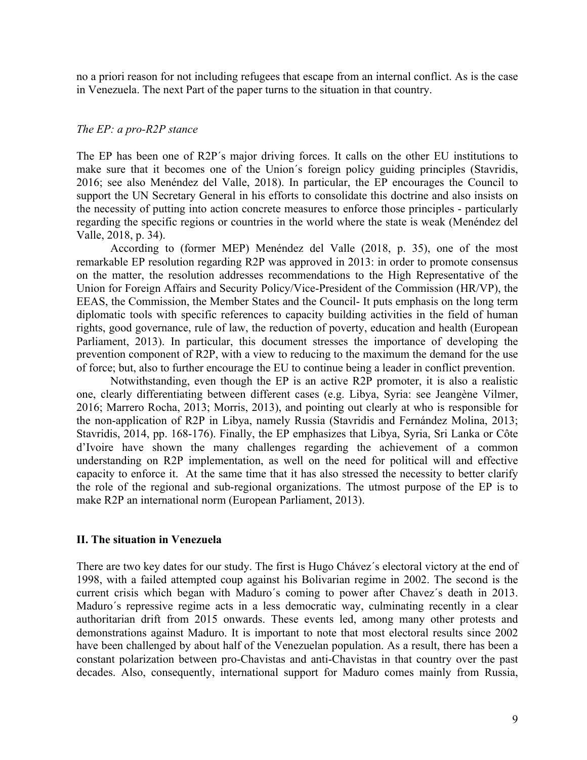no a priori reason for not including refugees that escape from an internal conflict. As is the case in Venezuela. The next Part of the paper turns to the situation in that country.

### *The EP: a pro-R2P stance*

The EP has been one of R2P´s major driving forces. It calls on the other EU institutions to make sure that it becomes one of the Union´s foreign policy guiding principles (Stavridis, 2016; see also Menéndez del Valle, 2018). In particular, the EP encourages the Council to support the UN Secretary General in his efforts to consolidate this doctrine and also insists on the necessity of putting into action concrete measures to enforce those principles - particularly regarding the specific regions or countries in the world where the state is weak (Menéndez del Valle, 2018, p. 34).

According to (former MEP) Menéndez del Valle (2018, p. 35), one of the most remarkable EP resolution regarding R2P was approved in 2013: in order to promote consensus on the matter, the resolution addresses recommendations to the High Representative of the Union for Foreign Affairs and Security Policy/Vice-President of the Commission (HR/VP), the EEAS, the Commission, the Member States and the Council- It puts emphasis on the long term diplomatic tools with specific references to capacity building activities in the field of human rights, good governance, rule of law, the reduction of poverty, education and health (European Parliament, 2013). In particular, this document stresses the importance of developing the prevention component of R2P, with a view to reducing to the maximum the demand for the use of force; but, also to further encourage the EU to continue being a leader in conflict prevention.

Notwithstanding, even though the EP is an active R2P promoter, it is also a realistic one, clearly differentiating between different cases (e.g. Libya, Syria: see Jeangène Vilmer, 2016; Marrero Rocha, 2013; Morris, 2013), and pointing out clearly at who is responsible for the non-application of R2P in Libya, namely Russia (Stavridis and Fernández Molina, 2013; Stavridis, 2014, pp. 168-176). Finally, the EP emphasizes that Libya, Syria, Sri Lanka or Côte d'Ivoire have shown the many challenges regarding the achievement of a common understanding on R2P implementation, as well on the need for political will and effective capacity to enforce it. At the same time that it has also stressed the necessity to better clarify the role of the regional and sub-regional organizations. The utmost purpose of the EP is to make R2P an international norm (European Parliament, 2013).

## II. The situation in Venezuela

There are two key dates for our study. The first is Hugo Chávez´s electoral victory at the end of 1998, with a failed attempted coup against his Bolivarian regime in 2002. The second is the current crisis which began with Maduro´s coming to power after Chavez´s death in 2013. Maduro´s repressive regime acts in a less democratic way, culminating recently in a clear authoritarian drift from 2015 onwards. These events led, among many other protests and demonstrations against Maduro. It is important to note that most electoral results since 2002 have been challenged by about half of the Venezuelan population. As a result, there has been a constant polarization between pro-Chavistas and anti-Chavistas in that country over the past decades. Also, consequently, international support for Maduro comes mainly from Russia,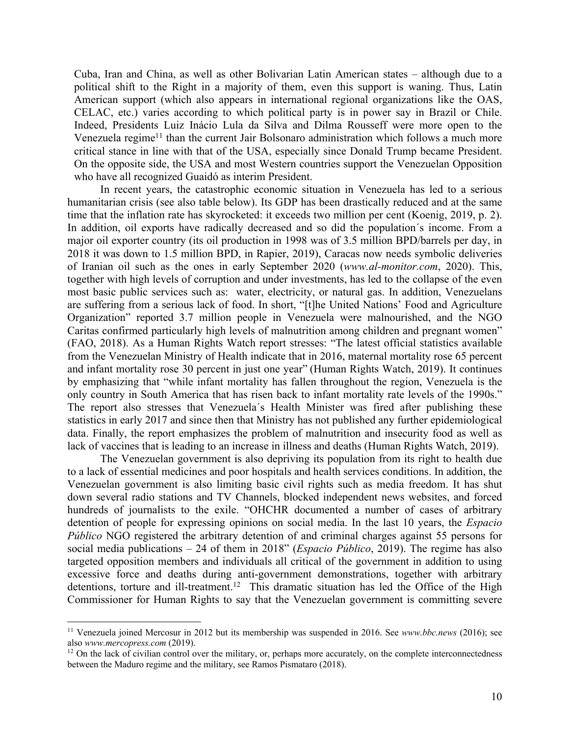Cuba, Iran and China, as well as other Bolivarian Latin American states – although due to a political shift to the Right in a majority of them, even this support is waning. Thus, Latin American support (which also appears in international regional organizations like the OAS, CELAC, etc.) varies according to which political party is in power say in Brazil or Chile. Indeed, Presidents Luiz Inácio Lula da Silva and Dilma Rousseff were more open to the Venezuela regime[11] than the current Jair Bolsonaro administration which follows a much more critical stance in line with that of the USA, especially since Donald Trump became President. On the opposite side, the USA and most Western countries support the Venezuelan Opposition who have all recognized Guaidó as interim President.

In recent years, the catastrophic economic situation in Venezuela has led to a serious humanitarian crisis (see also table below). Its GDP has been drastically reduced and at the same time that the inflation rate has skyrocketed: it exceeds two million per cent (Koenig, 2019, p. 2). In addition, oil exports have radically decreased and so did the population´s income. From a major oil exporter country (its oil production in 1998 was of 3.5 million BPD/barrels per day, in 2018 it was down to 1.5 million BPD, in Rapier, 2019), Caracas now needs symbolic deliveries of Iranian oil such as the ones in early September 2020 (*www.al-monitor.com*, 2020). This, together with high levels of corruption and under investments, has led to the collapse of the even most basic public services such as: water, electricity, or natural gas. In addition, Venezuelans are suffering from a serious lack of food. In short, "[t]he United Nations' Food and Agriculture Organization" reported 3.7 million people in Venezuela were malnourished, and the NGO Caritas confirmed particularly high levels of malnutrition among children and pregnant women" (FAO, 2018). As a Human Rights Watch report stresses: "The latest official statistics available from the Venezuelan Ministry of Health indicate that in 2016, maternal mortality rose 65 percent and infant mortality rose 30 percent in just one year" (Human Rights Watch, 2019). It continues by emphasizing that "while infant mortality has fallen throughout the region, Venezuela is the only country in South America that has risen back to infant mortality rate levels of the 1990s." The report also stresses that Venezuela´s Health Minister was fired after publishing these statistics in early 2017 and since then that Ministry has not published any further epidemiological data. Finally, the report emphasizes the problem of malnutrition and insecurity food as well as lack of vaccines that is leading to an increase in illness and deaths (Human Rights Watch, 2019).

The Venezuelan government is also depriving its population from its right to health due to a lack of essential medicines and poor hospitals and health services conditions. In addition, the Venezuelan government is also limiting basic civil rights such as media freedom. It has shut down several radio stations and TV Channels, blocked independent news websites, and forced hundreds of journalists to the exile. "OHCHR documented a number of cases of arbitrary detention of people for expressing opinions on social media. In the last 10 years, the *Espacio Público* NGO registered the arbitrary detention of and criminal charges against 55 persons for social media publications – 24 of them in 2018" (*Espacio Público*, 2019). The regime has also targeted opposition members and individuals all critical of the government in addition to using excessive force and deaths during anti-government demonstrations, together with arbitrary detentions, torture and ill-treatment.[12] This dramatic situation has led the Office of the High Commissioner for Human Rights to say that the Venezuelan government is committing severe

---

[11] Venezuela joined Mercosur in 2012 but its membership was suspended in 2016. See *www.bbc.news* (2016); see also *www.mercopress.com* (2019).

[12] On the lack of civilian control over the military, or, perhaps more accurately, on the complete interconnectedness between the Maduro regime and the military, see Ramos Pismataro (2018).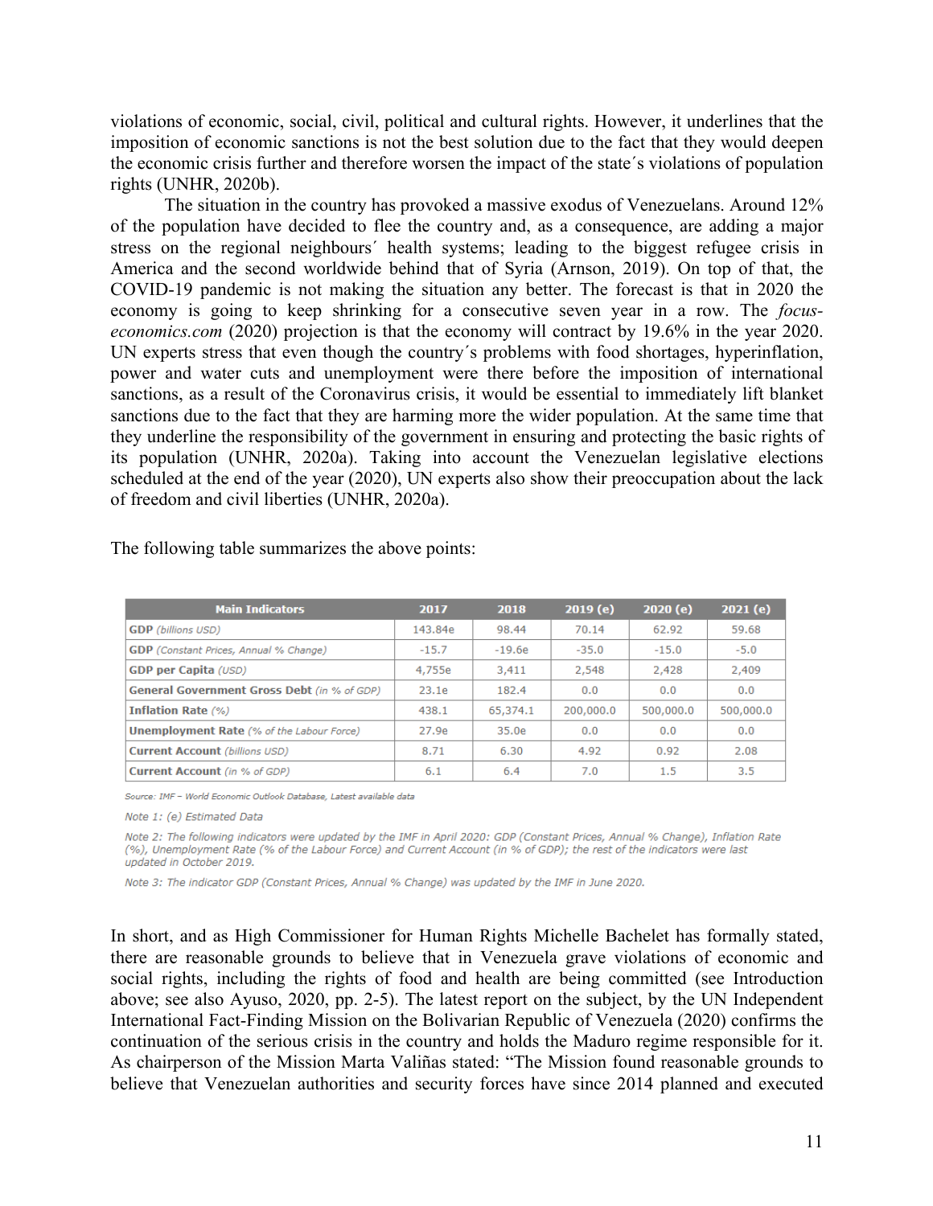violations of economic, social, civil, political and cultural rights. However, it underlines that the imposition of economic sanctions is not the best solution due to the fact that they would deepen the economic crisis further and therefore worsen the impact of the state´s violations of population rights (UNHR, 2020b).

The situation in the country has provoked a massive exodus of Venezuelans. Around 12% of the population have decided to flee the country and, as a consequence, are adding a major stress on the regional neighbours´ health systems; leading to the biggest refugee crisis in America and the second worldwide behind that of Syria (Arnson, 2019). On top of that, the COVID-19 pandemic is not making the situation any better. The forecast is that in 2020 the economy is going to keep shrinking for a consecutive seven year in a row. The *focus-economics.com* (2020) projection is that the economy will contract by 19.6% in the year 2020. UN experts stress that even though the country´s problems with food shortages, hyperinflation, power and water cuts and unemployment were there before the imposition of international sanctions, as a result of the Coronavirus crisis, it would be essential to immediately lift blanket sanctions due to the fact that they are harming more the wider population. At the same time that they underline the responsibility of the government in ensuring and protecting the basic rights of its population (UNHR, 2020a). Taking into account the Venezuelan legislative elections scheduled at the end of the year (2020), UN experts also show their preoccupation about the lack of freedom and civil liberties (UNHR, 2020a).

The following table summarizes the above points:

| Main Indicators | 2017 | 2018 | 2019 (e) | 2020 (e) | 2021 (e) |
|---|---|---|---|---|---|
| **GDP** *(billions USD)* | 143.84e | 98.44 | 70.14 | 62.92 | 59.68 |
| **GDP** *(Constant Prices, Annual % Change)* | -15.7 | -19.6e | -35.0 | -15.0 | -5.0 |
| **GDP per Capita** *(USD)* | 4,755e | 3,411 | 2,548 | 2,428 | 2,409 |
| **General Government Gross Debt** *(in % of GDP)* | 23.1e | 182.4 | 0.0 | 0.0 | 0.0 |
| **Inflation Rate** *(%)* | 438.1 | 65,374.1 | 200,000.0 | 500,000.0 | 500,000.0 |
| **Unemployment Rate** *(% of the Labour Force)* | 27.9e | 35.0e | 0.0 | 0.0 | 0.0 |
| **Current Account** *(billions USD)* | 8.71 | 6.30 | 4.92 | 0.92 | 2.08 |
| **Current Account** *(in % of GDP)* | 6.1 | 6.4 | 7.0 | 1.5 | 3.5 |

*Source: IMF – World Economic Outlook Database, Latest available data*

*Note 1: (e) Estimated Data*

*Note 2: The following indicators were updated by the IMF in April 2020: GDP (Constant Prices, Annual % Change), Inflation Rate (%), Unemployment Rate (% of the Labour Force) and Current Account (in % of GDP); the rest of the indicators were last updated in October 2019.*

*Note 3: The indicator GDP (Constant Prices, Annual % Change) was updated by the IMF in June 2020.*

In short, and as High Commissioner for Human Rights Michelle Bachelet has formally stated, there are reasonable grounds to believe that in Venezuela grave violations of economic and social rights, including the rights of food and health are being committed (see Introduction above; see also Ayuso, 2020, pp. 2-5). The latest report on the subject, by the UN Independent International Fact-Finding Mission on the Bolivarian Republic of Venezuela (2020) confirms the continuation of the serious crisis in the country and holds the Maduro regime responsible for it. As chairperson of the Mission Marta Valiñas stated: "The Mission found reasonable grounds to believe that Venezuelan authorities and security forces have since 2014 planned and executed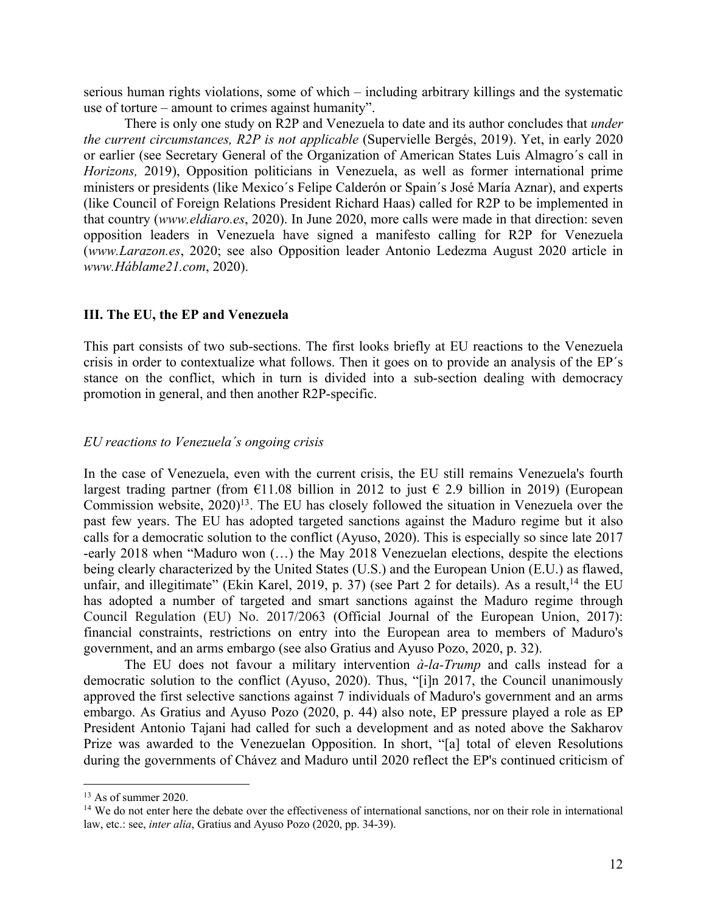serious human rights violations, some of which – including arbitrary killings and the systematic use of torture – amount to crimes against humanity".

There is only one study on R2P and Venezuela to date and its author concludes that *under the current circumstances, R2P is not applicable* (Supervielle Bergés, 2019). Yet, in early 2020 or earlier (see Secretary General of the Organization of American States Luis Almagro´s call in *Horizons,* 2019), Opposition politicians in Venezuela, as well as former international prime ministers or presidents (like Mexico´s Felipe Calderón or Spain´s José María Aznar), and experts (like Council of Foreign Relations President Richard Haas) called for R2P to be implemented in that country (*www.eldiaro.es*, 2020). In June 2020, more calls were made in that direction: seven opposition leaders in Venezuela have signed a manifesto calling for R2P for Venezuela (*www.Larazon.es*, 2020; see also Opposition leader Antonio Ledezma August 2020 article in *www.Háblame21.com*, 2020).

## III. The EU, the EP and Venezuela

This part consists of two sub-sections. The first looks briefly at EU reactions to the Venezuela crisis in order to contextualize what follows. Then it goes on to provide an analysis of the EP´s stance on the conflict, which in turn is divided into a sub-section dealing with democracy promotion in general, and then another R2P-specific.

### *EU reactions to Venezuela´s ongoing crisis*

In the case of Venezuela, even with the current crisis, the EU still remains Venezuela's fourth largest trading partner (from €11.08 billion in 2012 to just € 2.9 billion in 2019) (European Commission website, 2020)[13]. The EU has closely followed the situation in Venezuela over the past few years. The EU has adopted targeted sanctions against the Maduro regime but it also calls for a democratic solution to the conflict (Ayuso, 2020). This is especially so since late 2017 -early 2018 when "Maduro won (…) the May 2018 Venezuelan elections, despite the elections being clearly characterized by the United States (U.S.) and the European Union (E.U.) as flawed, unfair, and illegitimate" (Ekin Karel, 2019, p. 37) (see Part 2 for details). As a result,[14] the EU has adopted a number of targeted and smart sanctions against the Maduro regime through Council Regulation (EU) No. 2017/2063 (Official Journal of the European Union, 2017): financial constraints, restrictions on entry into the European area to members of Maduro's government, and an arms embargo (see also Gratius and Ayuso Pozo, 2020, p. 32).

The EU does not favour a military intervention *à-la-Trump* and calls instead for a democratic solution to the conflict (Ayuso, 2020). Thus, "[i]n 2017, the Council unanimously approved the first selective sanctions against 7 individuals of Maduro's government and an arms embargo. As Gratius and Ayuso Pozo (2020, p. 44) also note, EP pressure played a role as EP President Antonio Tajani had called for such a development and as noted above the Sakharov Prize was awarded to the Venezuelan Opposition. In short, "[a] total of eleven Resolutions during the governments of Chávez and Maduro until 2020 reflect the EP's continued criticism of

---

[13] As of summer 2020.

[14] We do not enter here the debate over the effectiveness of international sanctions, nor on their role in international law, etc.: see, *inter alia*, Gratius and Ayuso Pozo (2020, pp. 34-39).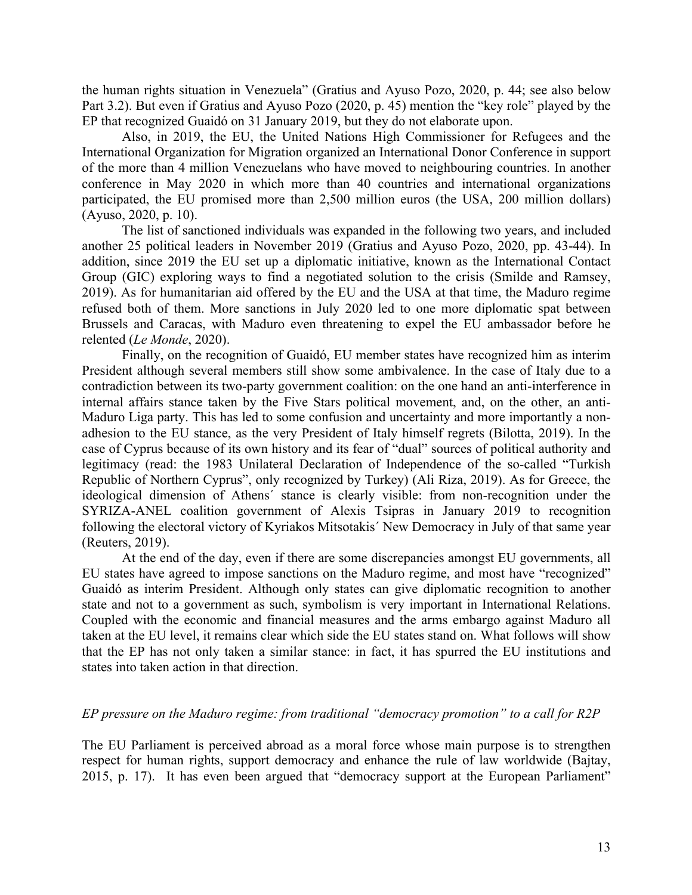the human rights situation in Venezuela" (Gratius and Ayuso Pozo, 2020, p. 44; see also below Part 3.2). But even if Gratius and Ayuso Pozo (2020, p. 45) mention the "key role" played by the EP that recognized Guaidó on 31 January 2019, but they do not elaborate upon.

Also, in 2019, the EU, the United Nations High Commissioner for Refugees and the International Organization for Migration organized an International Donor Conference in support of the more than 4 million Venezuelans who have moved to neighbouring countries. In another conference in May 2020 in which more than 40 countries and international organizations participated, the EU promised more than 2,500 million euros (the USA, 200 million dollars) (Ayuso, 2020, p. 10).

The list of sanctioned individuals was expanded in the following two years, and included another 25 political leaders in November 2019 (Gratius and Ayuso Pozo, 2020, pp. 43-44). In addition, since 2019 the EU set up a diplomatic initiative, known as the International Contact Group (GIC) exploring ways to find a negotiated solution to the crisis (Smilde and Ramsey, 2019). As for humanitarian aid offered by the EU and the USA at that time, the Maduro regime refused both of them. More sanctions in July 2020 led to one more diplomatic spat between Brussels and Caracas, with Maduro even threatening to expel the EU ambassador before he relented (*Le Monde*, 2020).

Finally, on the recognition of Guaidó, EU member states have recognized him as interim President although several members still show some ambivalence. In the case of Italy due to a contradiction between its two-party government coalition: on the one hand an anti-interference in internal affairs stance taken by the Five Stars political movement, and, on the other, an anti-Maduro Liga party. This has led to some confusion and uncertainty and more importantly a non-adhesion to the EU stance, as the very President of Italy himself regrets (Bilotta, 2019). In the case of Cyprus because of its own history and its fear of "dual" sources of political authority and legitimacy (read: the 1983 Unilateral Declaration of Independence of the so-called "Turkish Republic of Northern Cyprus", only recognized by Turkey) (Ali Riza, 2019). As for Greece, the ideological dimension of Athens´ stance is clearly visible: from non-recognition under the SYRIZA-ANEL coalition government of Alexis Tsipras in January 2019 to recognition following the electoral victory of Kyriakos Mitsotakis´ New Democracy in July of that same year (Reuters, 2019).

At the end of the day, even if there are some discrepancies amongst EU governments, all EU states have agreed to impose sanctions on the Maduro regime, and most have "recognized" Guaidó as interim President. Although only states can give diplomatic recognition to another state and not to a government as such, symbolism is very important in International Relations. Coupled with the economic and financial measures and the arms embargo against Maduro all taken at the EU level, it remains clear which side the EU states stand on. What follows will show that the EP has not only taken a similar stance: in fact, it has spurred the EU institutions and states into taken action in that direction.

### *EP pressure on the Maduro regime: from traditional "democracy promotion" to a call for R2P*

The EU Parliament is perceived abroad as a moral force whose main purpose is to strengthen respect for human rights, support democracy and enhance the rule of law worldwide (Bajtay, 2015, p. 17). It has even been argued that "democracy support at the European Parliament"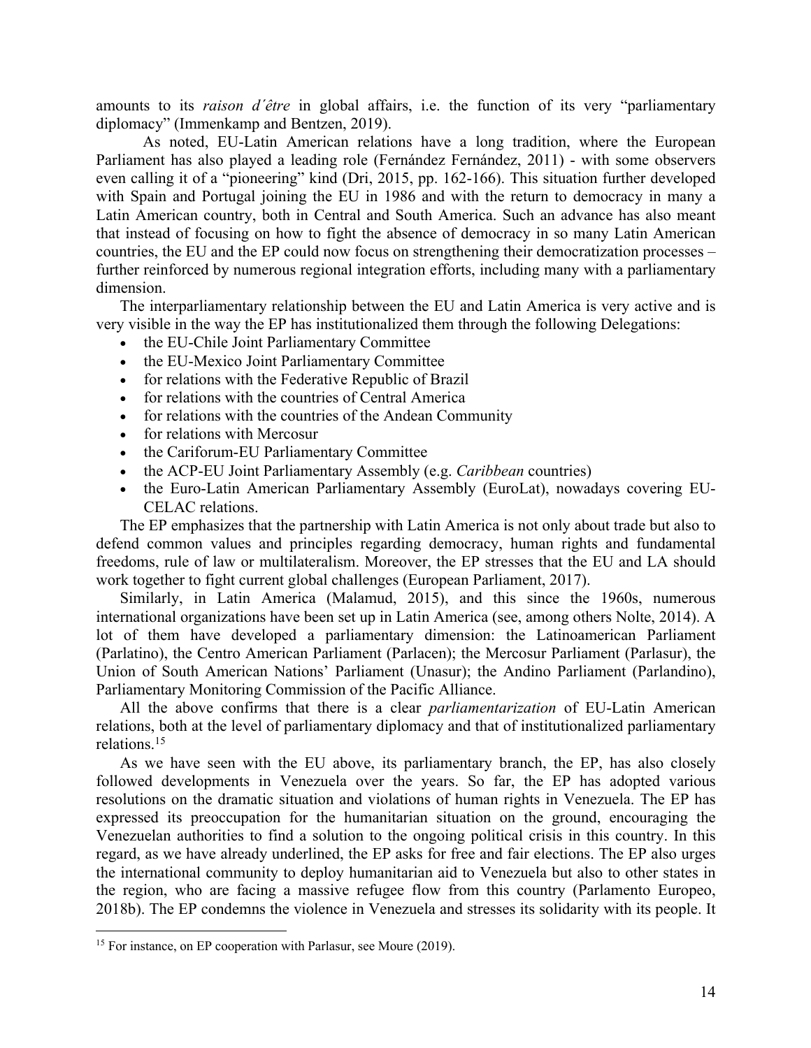amounts to its *raison d´être* in global affairs, i.e. the function of its very "parliamentary diplomacy" (Immenkamp and Bentzen, 2019).

As noted, EU-Latin American relations have a long tradition, where the European Parliament has also played a leading role (Fernández Fernández, 2011) - with some observers even calling it of a "pioneering" kind (Dri, 2015, pp. 162-166). This situation further developed with Spain and Portugal joining the EU in 1986 and with the return to democracy in many a Latin American country, both in Central and South America. Such an advance has also meant that instead of focusing on how to fight the absence of democracy in so many Latin American countries, the EU and the EP could now focus on strengthening their democratization processes – further reinforced by numerous regional integration efforts, including many with a parliamentary dimension.

The interparliamentary relationship between the EU and Latin America is very active and is very visible in the way the EP has institutionalized them through the following Delegations:

- the EU-Chile Joint Parliamentary Committee
- the EU-Mexico Joint Parliamentary Committee
- for relations with the Federative Republic of Brazil
- for relations with the countries of Central America
- for relations with the countries of the Andean Community
- for relations with Mercosur
- the Cariforum-EU Parliamentary Committee
- the ACP-EU Joint Parliamentary Assembly (e.g. *Caribbean* countries)
- the Euro-Latin American Parliamentary Assembly (EuroLat), nowadays covering EU-CELAC relations.

The EP emphasizes that the partnership with Latin America is not only about trade but also to defend common values and principles regarding democracy, human rights and fundamental freedoms, rule of law or multilateralism. Moreover, the EP stresses that the EU and LA should work together to fight current global challenges (European Parliament, 2017).

Similarly, in Latin America (Malamud, 2015), and this since the 1960s, numerous international organizations have been set up in Latin America (see, among others Nolte, 2014). A lot of them have developed a parliamentary dimension: the Latinoamerican Parliament (Parlatino), the Centro American Parliament (Parlacen); the Mercosur Parliament (Parlasur), the Union of South American Nations' Parliament (Unasur); the Andino Parliament (Parlandino), Parliamentary Monitoring Commission of the Pacific Alliance.

All the above confirms that there is a clear *parliamentarization* of EU-Latin American relations, both at the level of parliamentary diplomacy and that of institutionalized parliamentary relations.[15]

As we have seen with the EU above, its parliamentary branch, the EP, has also closely followed developments in Venezuela over the years. So far, the EP has adopted various resolutions on the dramatic situation and violations of human rights in Venezuela. The EP has expressed its preoccupation for the humanitarian situation on the ground, encouraging the Venezuelan authorities to find a solution to the ongoing political crisis in this country. In this regard, as we have already underlined, the EP asks for free and fair elections. The EP also urges the international community to deploy humanitarian aid to Venezuela but also to other states in the region, who are facing a massive refugee flow from this country (Parlamento Europeo, 2018b). The EP condemns the violence in Venezuela and stresses its solidarity with its people. It

[15] For instance, on EP cooperation with Parlasur, see Moure (2019).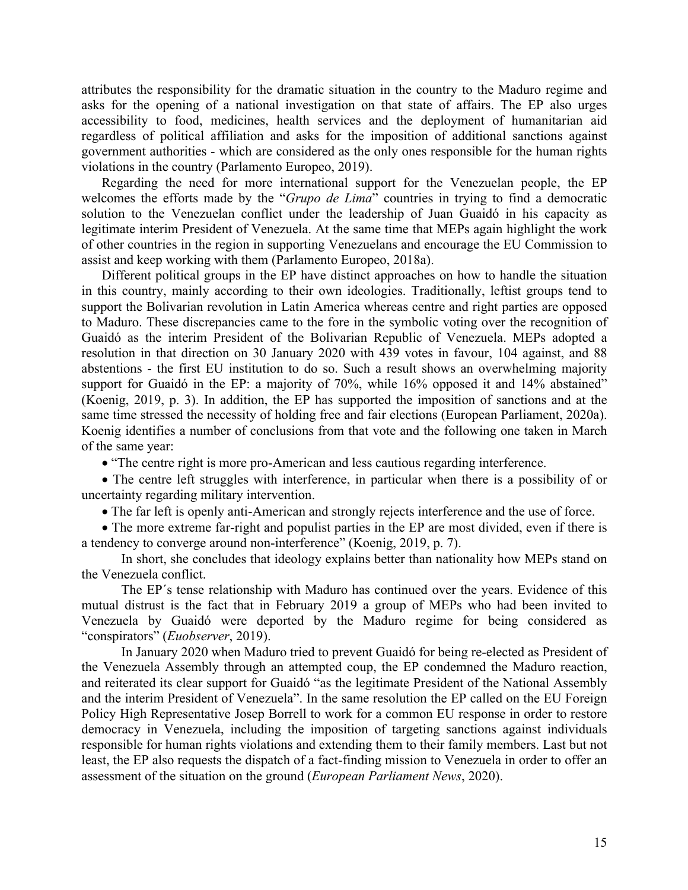attributes the responsibility for the dramatic situation in the country to the Maduro regime and asks for the opening of a national investigation on that state of affairs. The EP also urges accessibility to food, medicines, health services and the deployment of humanitarian aid regardless of political affiliation and asks for the imposition of additional sanctions against government authorities - which are considered as the only ones responsible for the human rights violations in the country (Parlamento Europeo, 2019).

Regarding the need for more international support for the Venezuelan people, the EP welcomes the efforts made by the "*Grupo de Lima*" countries in trying to find a democratic solution to the Venezuelan conflict under the leadership of Juan Guaidó in his capacity as legitimate interim President of Venezuela. At the same time that MEPs again highlight the work of other countries in the region in supporting Venezuelans and encourage the EU Commission to assist and keep working with them (Parlamento Europeo, 2018a).

Different political groups in the EP have distinct approaches on how to handle the situation in this country, mainly according to their own ideologies. Traditionally, leftist groups tend to support the Bolivarian revolution in Latin America whereas centre and right parties are opposed to Maduro. These discrepancies came to the fore in the symbolic voting over the recognition of Guaidó as the interim President of the Bolivarian Republic of Venezuela. MEPs adopted a resolution in that direction on 30 January 2020 with 439 votes in favour, 104 against, and 88 abstentions - the first EU institution to do so. Such a result shows an overwhelming majority support for Guaidó in the EP: a majority of 70%, while 16% opposed it and 14% abstained" (Koenig, 2019, p. 3). In addition, the EP has supported the imposition of sanctions and at the same time stressed the necessity of holding free and fair elections (European Parliament, 2020a). Koenig identifies a number of conclusions from that vote and the following one taken in March of the same year:

- "The centre right is more pro-American and less cautious regarding interference.
- The centre left struggles with interference, in particular when there is a possibility of or uncertainty regarding military intervention.
- The far left is openly anti-American and strongly rejects interference and the use of force.
- The more extreme far-right and populist parties in the EP are most divided, even if there is a tendency to converge around non-interference" (Koenig, 2019, p. 7).

In short, she concludes that ideology explains better than nationality how MEPs stand on the Venezuela conflict.

The EP´s tense relationship with Maduro has continued over the years. Evidence of this mutual distrust is the fact that in February 2019 a group of MEPs who had been invited to Venezuela by Guaidó were deported by the Maduro regime for being considered as "conspirators" (*Euobserver*, 2019).

In January 2020 when Maduro tried to prevent Guaidó for being re-elected as President of the Venezuela Assembly through an attempted coup, the EP condemned the Maduro reaction, and reiterated its clear support for Guaidó "as the legitimate President of the National Assembly and the interim President of Venezuela". In the same resolution the EP called on the EU Foreign Policy High Representative Josep Borrell to work for a common EU response in order to restore democracy in Venezuela, including the imposition of targeting sanctions against individuals responsible for human rights violations and extending them to their family members. Last but not least, the EP also requests the dispatch of a fact-finding mission to Venezuela in order to offer an assessment of the situation on the ground (*European Parliament News*, 2020).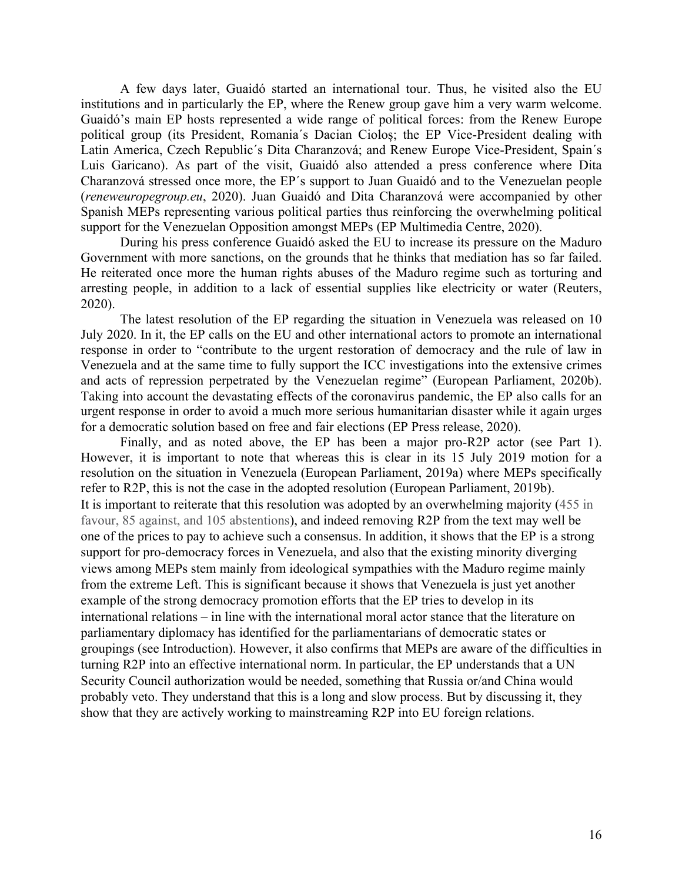A few days later, Guaidó started an international tour. Thus, he visited also the EU institutions and in particularly the EP, where the Renew group gave him a very warm welcome. Guaidó's main EP hosts represented a wide range of political forces: from the Renew Europe political group (its President, Romania´s Dacian Cioloş; the EP Vice-President dealing with Latin America, Czech Republic´s Dita Charanzová; and Renew Europe Vice-President, Spain´s Luis Garicano). As part of the visit, Guaidó also attended a press conference where Dita Charanzová stressed once more, the EP´s support to Juan Guaidó and to the Venezuelan people (*reneweuropegroup.eu*, 2020). Juan Guaidó and Dita Charanzová were accompanied by other Spanish MEPs representing various political parties thus reinforcing the overwhelming political support for the Venezuelan Opposition amongst MEPs (EP Multimedia Centre, 2020).

During his press conference Guaidó asked the EU to increase its pressure on the Maduro Government with more sanctions, on the grounds that he thinks that mediation has so far failed. He reiterated once more the human rights abuses of the Maduro regime such as torturing and arresting people, in addition to a lack of essential supplies like electricity or water (Reuters, 2020).

The latest resolution of the EP regarding the situation in Venezuela was released on 10 July 2020. In it, the EP calls on the EU and other international actors to promote an international response in order to "contribute to the urgent restoration of democracy and the rule of law in Venezuela and at the same time to fully support the ICC investigations into the extensive crimes and acts of repression perpetrated by the Venezuelan regime" (European Parliament, 2020b). Taking into account the devastating effects of the coronavirus pandemic, the EP also calls for an urgent response in order to avoid a much more serious humanitarian disaster while it again urges for a democratic solution based on free and fair elections (EP Press release, 2020).

Finally, and as noted above, the EP has been a major pro-R2P actor (see Part 1). However, it is important to note that whereas this is clear in its 15 July 2019 motion for a resolution on the situation in Venezuela (European Parliament, 2019a) where MEPs specifically refer to R2P, this is not the case in the adopted resolution (European Parliament, 2019b). It is important to reiterate that this resolution was adopted by an overwhelming majority (455 in favour, 85 against, and 105 abstentions), and indeed removing R2P from the text may well be one of the prices to pay to achieve such a consensus. In addition, it shows that the EP is a strong support for pro-democracy forces in Venezuela, and also that the existing minority diverging views among MEPs stem mainly from ideological sympathies with the Maduro regime mainly from the extreme Left. This is significant because it shows that Venezuela is just yet another example of the strong democracy promotion efforts that the EP tries to develop in its international relations – in line with the international moral actor stance that the literature on parliamentary diplomacy has identified for the parliamentarians of democratic states or groupings (see Introduction). However, it also confirms that MEPs are aware of the difficulties in turning R2P into an effective international norm. In particular, the EP understands that a UN Security Council authorization would be needed, something that Russia or/and China would probably veto. They understand that this is a long and slow process. But by discussing it, they show that they are actively working to mainstreaming R2P into EU foreign relations.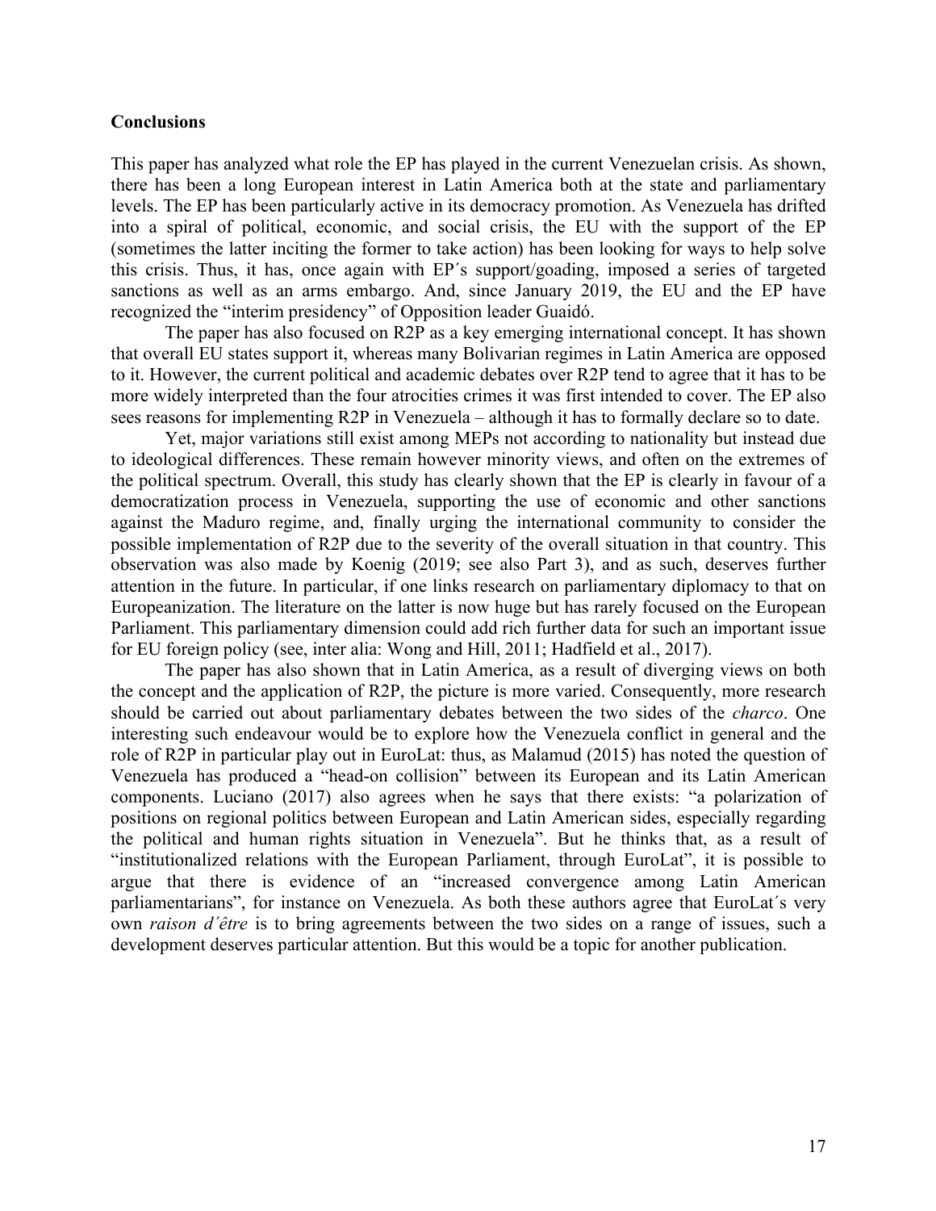**Conclusions**

This paper has analyzed what role the EP has played in the current Venezuelan crisis. As shown, there has been a long European interest in Latin America both at the state and parliamentary levels. The EP has been particularly active in its democracy promotion. As Venezuela has drifted into a spiral of political, economic, and social crisis, the EU with the support of the EP (sometimes the latter inciting the former to take action) has been looking for ways to help solve this crisis. Thus, it has, once again with EP´s support/goading, imposed a series of targeted sanctions as well as an arms embargo. And, since January 2019, the EU and the EP have recognized the "interim presidency" of Opposition leader Guaidó.

The paper has also focused on R2P as a key emerging international concept. It has shown that overall EU states support it, whereas many Bolivarian regimes in Latin America are opposed to it. However, the current political and academic debates over R2P tend to agree that it has to be more widely interpreted than the four atrocities crimes it was first intended to cover. The EP also sees reasons for implementing R2P in Venezuela – although it has to formally declare so to date.

Yet, major variations still exist among MEPs not according to nationality but instead due to ideological differences. These remain however minority views, and often on the extremes of the political spectrum. Overall, this study has clearly shown that the EP is clearly in favour of a democratization process in Venezuela, supporting the use of economic and other sanctions against the Maduro regime, and, finally urging the international community to consider the possible implementation of R2P due to the severity of the overall situation in that country. This observation was also made by Koenig (2019; see also Part 3), and as such, deserves further attention in the future. In particular, if one links research on parliamentary diplomacy to that on Europeanization. The literature on the latter is now huge but has rarely focused on the European Parliament. This parliamentary dimension could add rich further data for such an important issue for EU foreign policy (see, inter alia: Wong and Hill, 2011; Hadfield et al., 2017).

The paper has also shown that in Latin America, as a result of diverging views on both the concept and the application of R2P, the picture is more varied. Consequently, more research should be carried out about parliamentary debates between the two sides of the *charco*. One interesting such endeavour would be to explore how the Venezuela conflict in general and the role of R2P in particular play out in EuroLat: thus, as Malamud (2015) has noted the question of Venezuela has produced a "head-on collision" between its European and its Latin American components. Luciano (2017) also agrees when he says that there exists: "a polarization of positions on regional politics between European and Latin American sides, especially regarding the political and human rights situation in Venezuela". But he thinks that, as a result of "institutionalized relations with the European Parliament, through EuroLat", it is possible to argue that there is evidence of an "increased convergence among Latin American parliamentarians", for instance on Venezuela. As both these authors agree that EuroLat´s very own *raison d´être* is to bring agreements between the two sides on a range of issues, such a development deserves particular attention. But this would be a topic for another publication.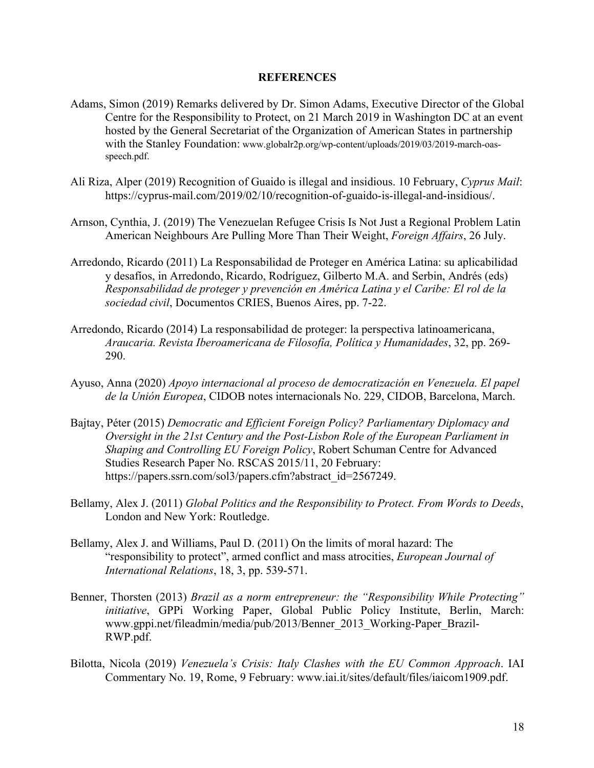## REFERENCES

Adams, Simon (2019) Remarks delivered by Dr. Simon Adams, Executive Director of the Global Centre for the Responsibility to Protect, on 21 March 2019 in Washington DC at an event hosted by the General Secretariat of the Organization of American States in partnership with the Stanley Foundation: www.globalr2p.org/wp-content/uploads/2019/03/2019-march-oas-speech.pdf.

Ali Riza, Alper (2019) Recognition of Guaido is illegal and insidious. 10 February, *Cyprus Mail*: https://cyprus-mail.com/2019/02/10/recognition-of-guaido-is-illegal-and-insidious/.

Arnson, Cynthia, J. (2019) The Venezuelan Refugee Crisis Is Not Just a Regional Problem Latin American Neighbours Are Pulling More Than Their Weight, *Foreign Affairs*, 26 July.

Arredondo, Ricardo (2011) La Responsabilidad de Proteger en América Latina: su aplicabilidad y desafíos, in Arredondo, Ricardo, Rodríguez, Gilberto M.A. and Serbin, Andrés (eds) *Responsabilidad de proteger y prevención en América Latina y el Caribe: El rol de la sociedad civil*, Documentos CRIES, Buenos Aires, pp. 7-22.

Arredondo, Ricardo (2014) La responsabilidad de proteger: la perspectiva latinoamericana, *Araucaria. Revista Iberoamericana de Filosofía, Política y Humanidades*, 32, pp. 269-290.

Ayuso, Anna (2020) *Apoyo internacional al proceso de democratización en Venezuela. El papel de la Unión Europea*, CIDOB notes internacionals No. 229, CIDOB, Barcelona, March.

Bajtay, Péter (2015) *Democratic and Efficient Foreign Policy? Parliamentary Diplomacy and Oversight in the 21st Century and the Post-Lisbon Role of the European Parliament in Shaping and Controlling EU Foreign Policy*, Robert Schuman Centre for Advanced Studies Research Paper No. RSCAS 2015/11, 20 February: https://papers.ssrn.com/sol3/papers.cfm?abstract_id=2567249.

Bellamy, Alex J. (2011) *Global Politics and the Responsibility to Protect. From Words to Deeds*, London and New York: Routledge.

Bellamy, Alex J. and Williams, Paul D. (2011) On the limits of moral hazard: The "responsibility to protect", armed conflict and mass atrocities, *European Journal of International Relations*, 18, 3, pp. 539-571.

Benner, Thorsten (2013) *Brazil as a norm entrepreneur: the "Responsibility While Protecting" initiative*, GPPi Working Paper, Global Public Policy Institute, Berlin, March: www.gppi.net/fileadmin/media/pub/2013/Benner_2013_Working-Paper_Brazil-RWP.pdf.

Bilotta, Nicola (2019) *Venezuela's Crisis: Italy Clashes with the EU Common Approach*. IAI Commentary No. 19, Rome, 9 February: www.iai.it/sites/default/files/iaicom1909.pdf.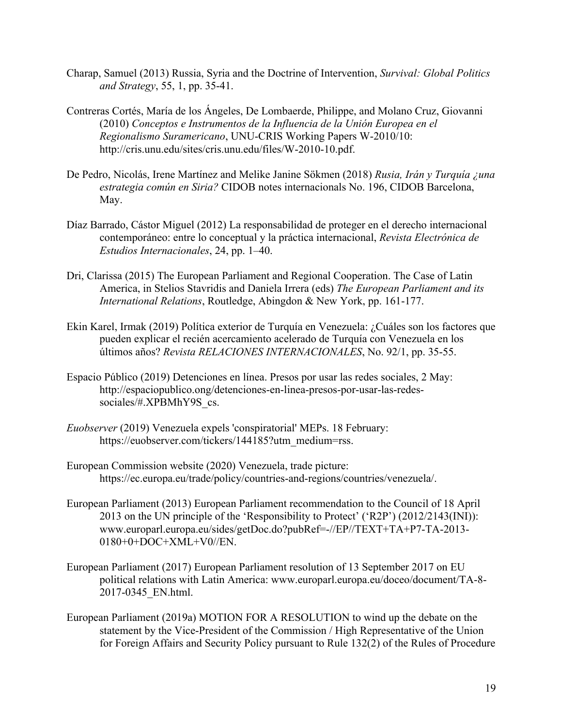Charap, Samuel (2013) Russia, Syria and the Doctrine of Intervention, *Survival: Global Politics and Strategy*, 55, 1, pp. 35-41.

Contreras Cortés, María de los Ángeles, De Lombaerde, Philippe, and Molano Cruz, Giovanni (2010) *Conceptos e Instrumentos de la Influencia de la Unión Europea en el Regionalismo Suramericano*, UNU-CRIS Working Papers W-2010/10: http://cris.unu.edu/sites/cris.unu.edu/files/W-2010-10.pdf.

De Pedro, Nicolás, Irene Martínez and Melike Janine Sökmen (2018) *Rusia, Irán y Turquía ¿una estrategia común en Siria?* CIDOB notes internacionals No. 196, CIDOB Barcelona, May.

Díaz Barrado, Cástor Miguel (2012) La responsabilidad de proteger en el derecho internacional contemporáneo: entre lo conceptual y la práctica internacional, *Revista Electrónica de Estudios Internacionales*, 24, pp. 1–40.

Dri, Clarissa (2015) The European Parliament and Regional Cooperation. The Case of Latin America, in Stelios Stavridis and Daniela Irrera (eds) *The European Parliament and its International Relations*, Routledge, Abingdon & New York, pp. 161-177.

Ekin Karel, Irmak (2019) Política exterior de Turquía en Venezuela: ¿Cuáles son los factores que pueden explicar el recién acercamiento acelerado de Turquía con Venezuela en los últimos años? *Revista RELACIONES INTERNACIONALES*, No. 92/1, pp. 35-55.

Espacio Público (2019) Detenciones en línea. Presos por usar las redes sociales, 2 May: http://espaciopublico.ong/detenciones-en-linea-presos-por-usar-las-redes-sociales/#.XPBMhY9S_cs.

*Euobserver* (2019) Venezuela expels 'conspiratorial' MEPs. 18 February: https://euobserver.com/tickers/144185?utm_medium=rss.

European Commission website (2020) Venezuela, trade picture: https://ec.europa.eu/trade/policy/countries-and-regions/countries/venezuela/.

European Parliament (2013) European Parliament recommendation to the Council of 18 April 2013 on the UN principle of the 'Responsibility to Protect' ('R2P') (2012/2143(INI)): www.europarl.europa.eu/sides/getDoc.do?pubRef=-//EP//TEXT+TA+P7-TA-2013-0180+0+DOC+XML+V0//EN.

European Parliament (2017) European Parliament resolution of 13 September 2017 on EU political relations with Latin America: www.europarl.europa.eu/doceo/document/TA-8-2017-0345_EN.html.

European Parliament (2019a) MOTION FOR A RESOLUTION to wind up the debate on the statement by the Vice-President of the Commission / High Representative of the Union for Foreign Affairs and Security Policy pursuant to Rule 132(2) of the Rules of Procedure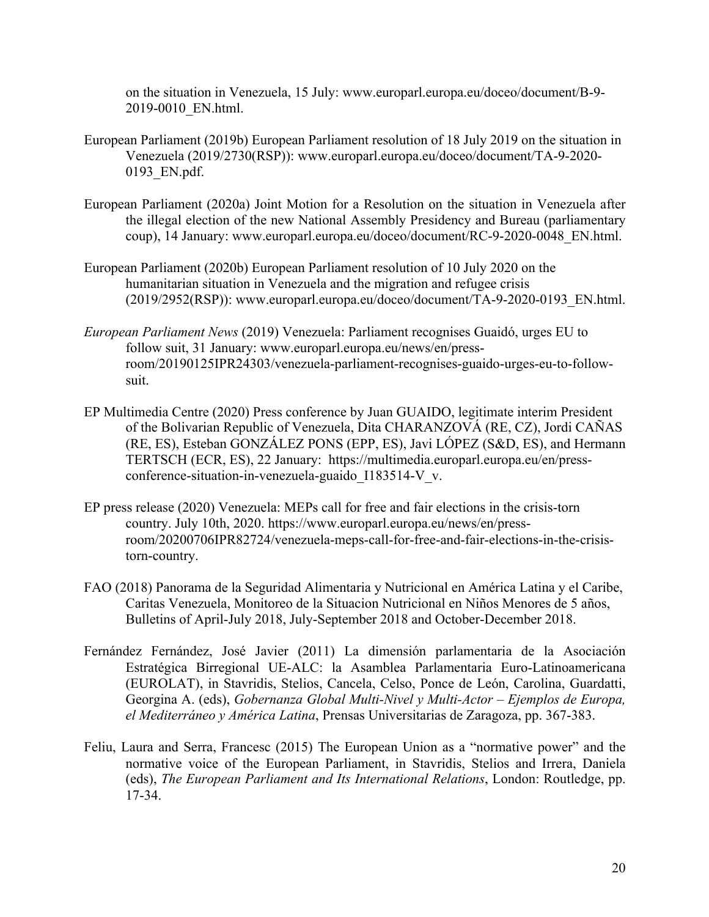on the situation in Venezuela, 15 July: www.europarl.europa.eu/doceo/document/B-9-2019-0010_EN.html.

European Parliament (2019b) European Parliament resolution of 18 July 2019 on the situation in Venezuela (2019/2730(RSP)): www.europarl.europa.eu/doceo/document/TA-9-2020-0193_EN.pdf.

European Parliament (2020a) Joint Motion for a Resolution on the situation in Venezuela after the illegal election of the new National Assembly Presidency and Bureau (parliamentary coup), 14 January: www.europarl.europa.eu/doceo/document/RC-9-2020-0048_EN.html.

European Parliament (2020b) European Parliament resolution of 10 July 2020 on the humanitarian situation in Venezuela and the migration and refugee crisis (2019/2952(RSP)): www.europarl.europa.eu/doceo/document/TA-9-2020-0193_EN.html.

*European Parliament News* (2019) Venezuela: Parliament recognises Guaidó, urges EU to follow suit, 31 January: www.europarl.europa.eu/news/en/press-room/20190125IPR24303/venezuela-parliament-recognises-guaido-urges-eu-to-follow-suit.

EP Multimedia Centre (2020) Press conference by Juan GUAIDO, legitimate interim President of the Bolivarian Republic of Venezuela, Dita CHARANZOVÁ (RE, CZ), Jordi CAÑAS (RE, ES), Esteban GONZÁLEZ PONS (EPP, ES), Javi LÓPEZ (S&D, ES), and Hermann TERTSCH (ECR, ES), 22 January: https://multimedia.europarl.europa.eu/en/press-conference-situation-in-venezuela-guaido_I183514-V_v.

EP press release (2020) Venezuela: MEPs call for free and fair elections in the crisis-torn country. July 10th, 2020. https://www.europarl.europa.eu/news/en/press-room/20200706IPR82724/venezuela-meps-call-for-free-and-fair-elections-in-the-crisis-torn-country.

FAO (2018) Panorama de la Seguridad Alimentaria y Nutricional en América Latina y el Caribe, Caritas Venezuela, Monitoreo de la Situacion Nutricional en Niños Menores de 5 años, Bulletins of April-July 2018, July-September 2018 and October-December 2018.

Fernández Fernández, José Javier (2011) La dimensión parlamentaria de la Asociación Estratégica Birregional UE-ALC: la Asamblea Parlamentaria Euro-Latinoamericana (EUROLAT), in Stavridis, Stelios, Cancela, Celso, Ponce de León, Carolina, Guardatti, Georgina A. (eds), *Gobernanza Global Multi-Nivel y Multi-Actor – Ejemplos de Europa, el Mediterráneo y América Latina*, Prensas Universitarias de Zaragoza, pp. 367-383.

Feliu, Laura and Serra, Francesc (2015) The European Union as a "normative power" and the normative voice of the European Parliament, in Stavridis, Stelios and Irrera, Daniela (eds), *The European Parliament and Its International Relations*, London: Routledge, pp. 17-34.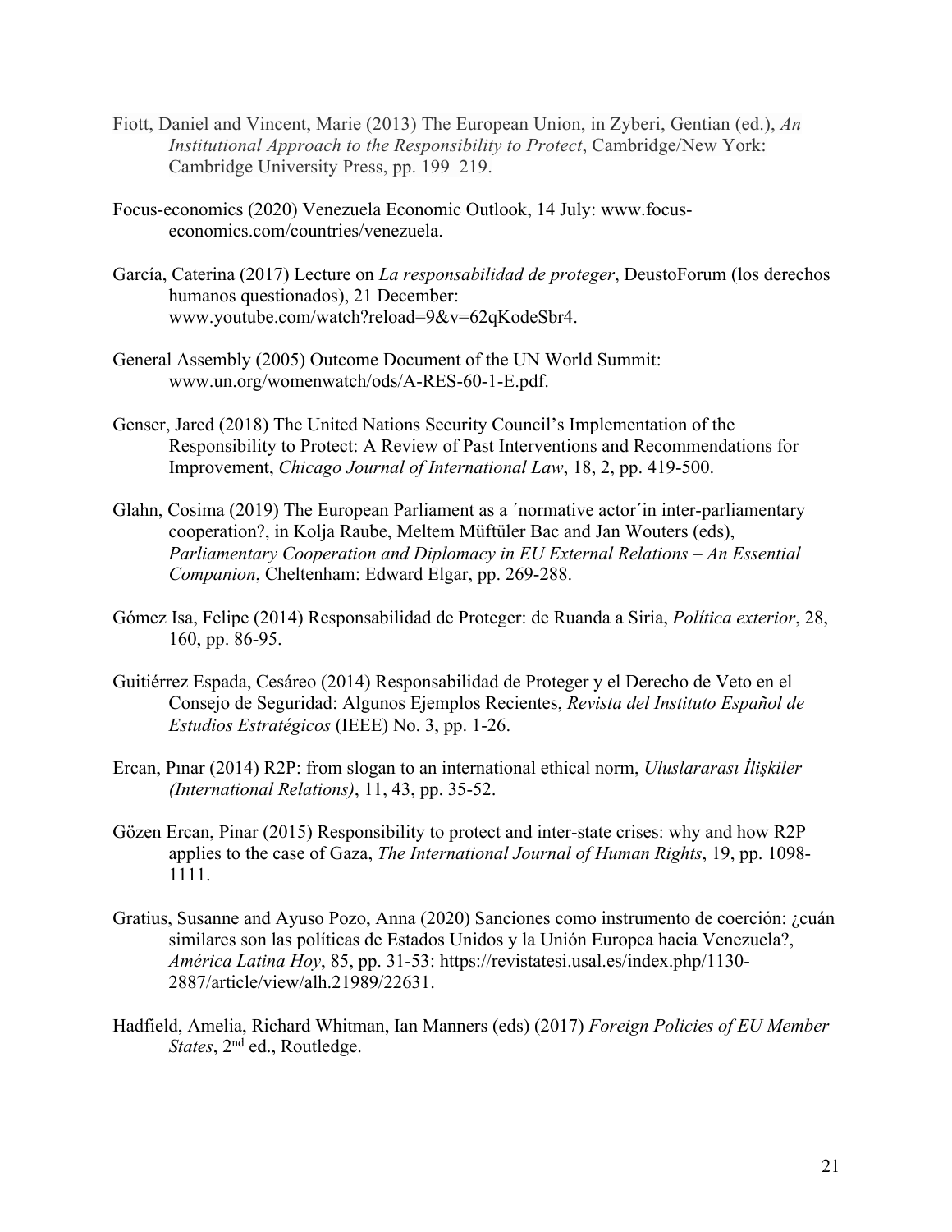Fiott, Daniel and Vincent, Marie (2013) The European Union, in Zyberi, Gentian (ed.), *An Institutional Approach to the Responsibility to Protect*, Cambridge/New York: Cambridge University Press, pp. 199–219.

Focus-economics (2020) Venezuela Economic Outlook, 14 July: www.focus-economics.com/countries/venezuela.

García, Caterina (2017) Lecture on *La responsabilidad de proteger*, DeustoForum (los derechos humanos questionados), 21 December: www.youtube.com/watch?reload=9&v=62qKodeSbr4.

General Assembly (2005) Outcome Document of the UN World Summit: www.un.org/womenwatch/ods/A-RES-60-1-E.pdf.

Genser, Jared (2018) The United Nations Security Council's Implementation of the Responsibility to Protect: A Review of Past Interventions and Recommendations for Improvement, *Chicago Journal of International Law*, 18, 2, pp. 419-500.

Glahn, Cosima (2019) The European Parliament as a ´normative actor´in inter-parliamentary cooperation?, in Kolja Raube, Meltem Müftüler Bac and Jan Wouters (eds), *Parliamentary Cooperation and Diplomacy in EU External Relations – An Essential Companion*, Cheltenham: Edward Elgar, pp. 269-288.

Gómez Isa, Felipe (2014) Responsabilidad de Proteger: de Ruanda a Siria, *Política exterior*, 28, 160, pp. 86-95.

Guitiérrez Espada, Cesáreo (2014) Responsabilidad de Proteger y el Derecho de Veto en el Consejo de Seguridad: Algunos Ejemplos Recientes, *Revista del Instituto Español de Estudios Estratégicos* (IEEE) No. 3, pp. 1-26.

Ercan, Pınar (2014) R2P: from slogan to an international ethical norm, *Uluslararası İlişkiler (International Relations)*, 11, 43, pp. 35-52.

Gözen Ercan, Pinar (2015) Responsibility to protect and inter-state crises: why and how R2P applies to the case of Gaza, *The International Journal of Human Rights*, 19, pp. 1098-1111.

Gratius, Susanne and Ayuso Pozo, Anna (2020) Sanciones como instrumento de coerción: ¿cuán similares son las políticas de Estados Unidos y la Unión Europea hacia Venezuela?, *América Latina Hoy*, 85, pp. 31-53: https://revistatesi.usal.es/index.php/1130-2887/article/view/alh.21989/22631.

Hadfield, Amelia, Richard Whitman, Ian Manners (eds) (2017) *Foreign Policies of EU Member States*, 2nd ed., Routledge.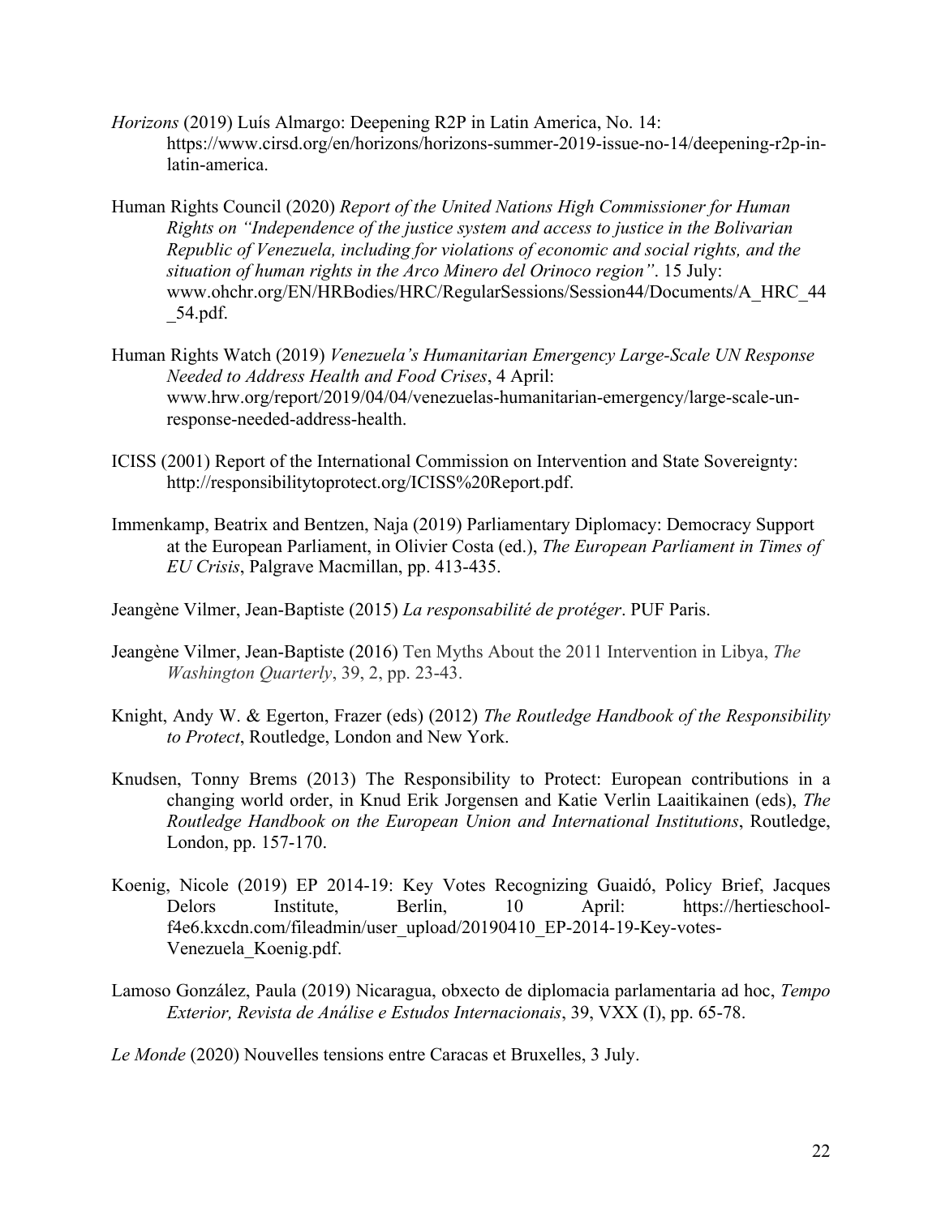*Horizons* (2019) Luís Almargo: Deepening R2P in Latin America, No. 14: https://www.cirsd.org/en/horizons/horizons-summer-2019-issue-no-14/deepening-r2p-in-latin-america.

Human Rights Council (2020) *Report of the United Nations High Commissioner for Human Rights on "Independence of the justice system and access to justice in the Bolivarian Republic of Venezuela, including for violations of economic and social rights, and the situation of human rights in the Arco Minero del Orinoco region"*. 15 July: www.ohchr.org/EN/HRBodies/HRC/RegularSessions/Session44/Documents/A_HRC_44_54.pdf.

Human Rights Watch (2019) *Venezuela's Humanitarian Emergency Large-Scale UN Response Needed to Address Health and Food Crises*, 4 April: www.hrw.org/report/2019/04/04/venezuelas-humanitarian-emergency/large-scale-un-response-needed-address-health.

ICISS (2001) Report of the International Commission on Intervention and State Sovereignty: http://responsibilitytoprotect.org/ICISS%20Report.pdf.

Immenkamp, Beatrix and Bentzen, Naja (2019) Parliamentary Diplomacy: Democracy Support at the European Parliament, in Olivier Costa (ed.), *The European Parliament in Times of EU Crisis*, Palgrave Macmillan, pp. 413-435.

Jeangène Vilmer, Jean-Baptiste (2015) *La responsabilité de protéger*. PUF Paris.

Jeangène Vilmer, Jean-Baptiste (2016) Ten Myths About the 2011 Intervention in Libya, *The Washington Quarterly*, 39, 2, pp. 23-43.

Knight, Andy W. & Egerton, Frazer (eds) (2012) *The Routledge Handbook of the Responsibility to Protect*, Routledge, London and New York.

Knudsen, Tonny Brems (2013) The Responsibility to Protect: European contributions in a changing world order, in Knud Erik Jorgensen and Katie Verlin Laaitikainen (eds), *The Routledge Handbook on the European Union and International Institutions*, Routledge, London, pp. 157-170.

Koenig, Nicole (2019) EP 2014-19: Key Votes Recognizing Guaidó, Policy Brief, Jacques Delors Institute, Berlin, 10 April: https://hertieschool-f4e6.kxcdn.com/fileadmin/user_upload/20190410_EP-2014-19-Key-votes-Venezuela_Koenig.pdf.

Lamoso González, Paula (2019) Nicaragua, obxecto de diplomacia parlamentaria ad hoc, *Tempo Exterior, Revista de Análise e Estudos Internacionais*, 39, VXX (I), pp. 65-78.

*Le Monde* (2020) Nouvelles tensions entre Caracas et Bruxelles, 3 July.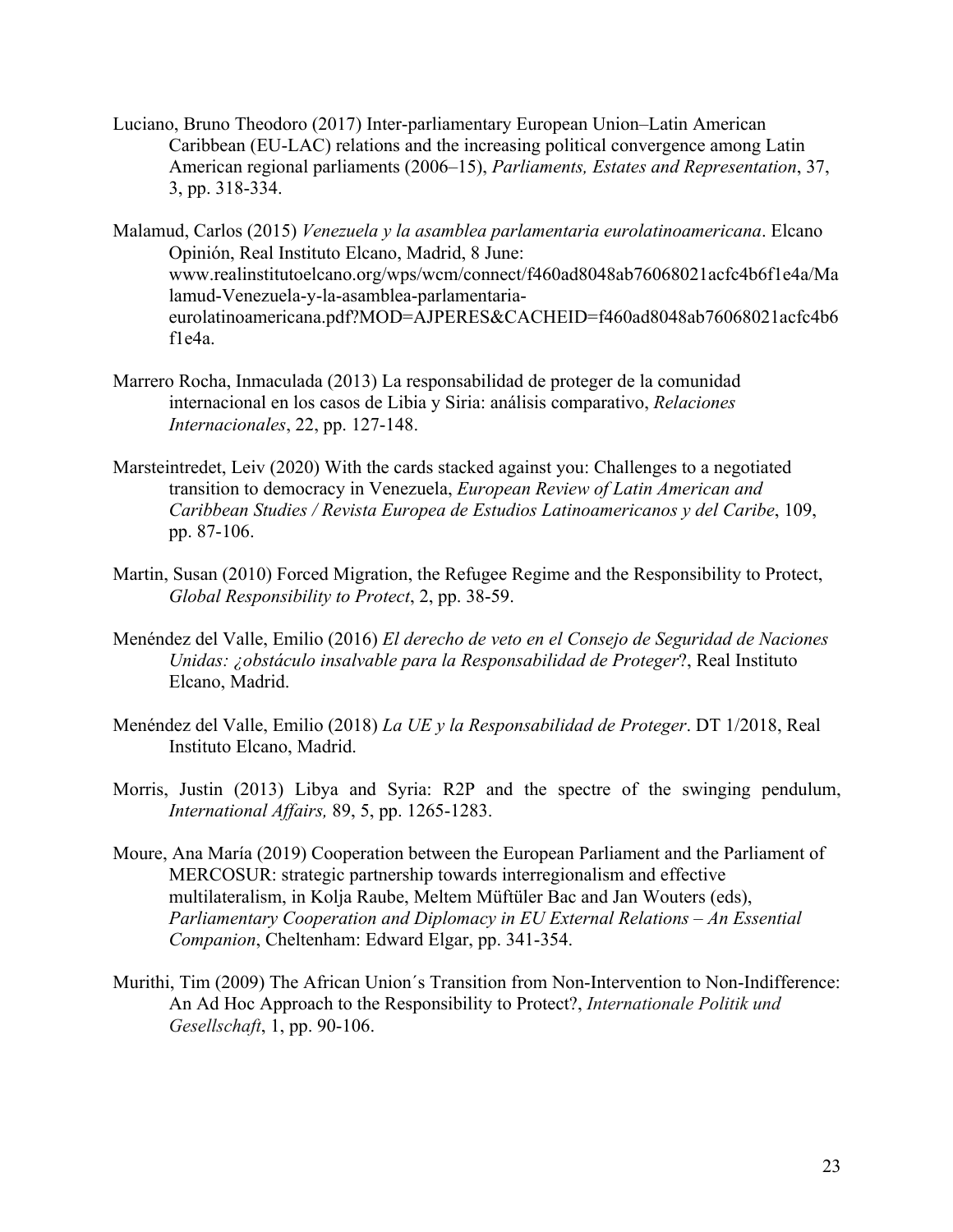Luciano, Bruno Theodoro (2017) Inter-parliamentary European Union–Latin American Caribbean (EU-LAC) relations and the increasing political convergence among Latin American regional parliaments (2006–15), *Parliaments, Estates and Representation*, 37, 3, pp. 318-334.

Malamud, Carlos (2015) *Venezuela y la asamblea parlamentaria eurolatinoamericana*. Elcano Opinión, Real Instituto Elcano, Madrid, 8 June: www.realinstitutoelcano.org/wps/wcm/connect/f460ad8048ab76068021acfc4b6f1e4a/Malamud-Venezuela-y-la-asamblea-parlamentaria-eurolatinoamericana.pdf?MOD=AJPERES&CACHEID=f460ad8048ab76068021acfc4b6f1e4a.

Marrero Rocha, Inmaculada (2013) La responsabilidad de proteger de la comunidad internacional en los casos de Libia y Siria: análisis comparativo, *Relaciones Internacionales*, 22, pp. 127-148.

Marsteintredet, Leiv (2020) With the cards stacked against you: Challenges to a negotiated transition to democracy in Venezuela, *European Review of Latin American and Caribbean Studies / Revista Europea de Estudios Latinoamericanos y del Caribe*, 109, pp. 87-106.

Martin, Susan (2010) Forced Migration, the Refugee Regime and the Responsibility to Protect, *Global Responsibility to Protect*, 2, pp. 38-59.

Menéndez del Valle, Emilio (2016) *El derecho de veto en el Consejo de Seguridad de Naciones Unidas: ¿obstáculo insalvable para la Responsabilidad de Proteger*?, Real Instituto Elcano, Madrid.

Menéndez del Valle, Emilio (2018) *La UE y la Responsabilidad de Proteger*. DT 1/2018, Real Instituto Elcano, Madrid.

Morris, Justin (2013) Libya and Syria: R2P and the spectre of the swinging pendulum, *International Affairs,* 89, 5, pp. 1265-1283.

Moure, Ana María (2019) Cooperation between the European Parliament and the Parliament of MERCOSUR: strategic partnership towards interregionalism and effective multilateralism, in Kolja Raube, Meltem Müftüler Bac and Jan Wouters (eds), *Parliamentary Cooperation and Diplomacy in EU External Relations – An Essential Companion*, Cheltenham: Edward Elgar, pp. 341-354.

Murithi, Tim (2009) The African Union´s Transition from Non-Intervention to Non-Indifference: An Ad Hoc Approach to the Responsibility to Protect?, *Internationale Politik und Gesellschaft*, 1, pp. 90-106.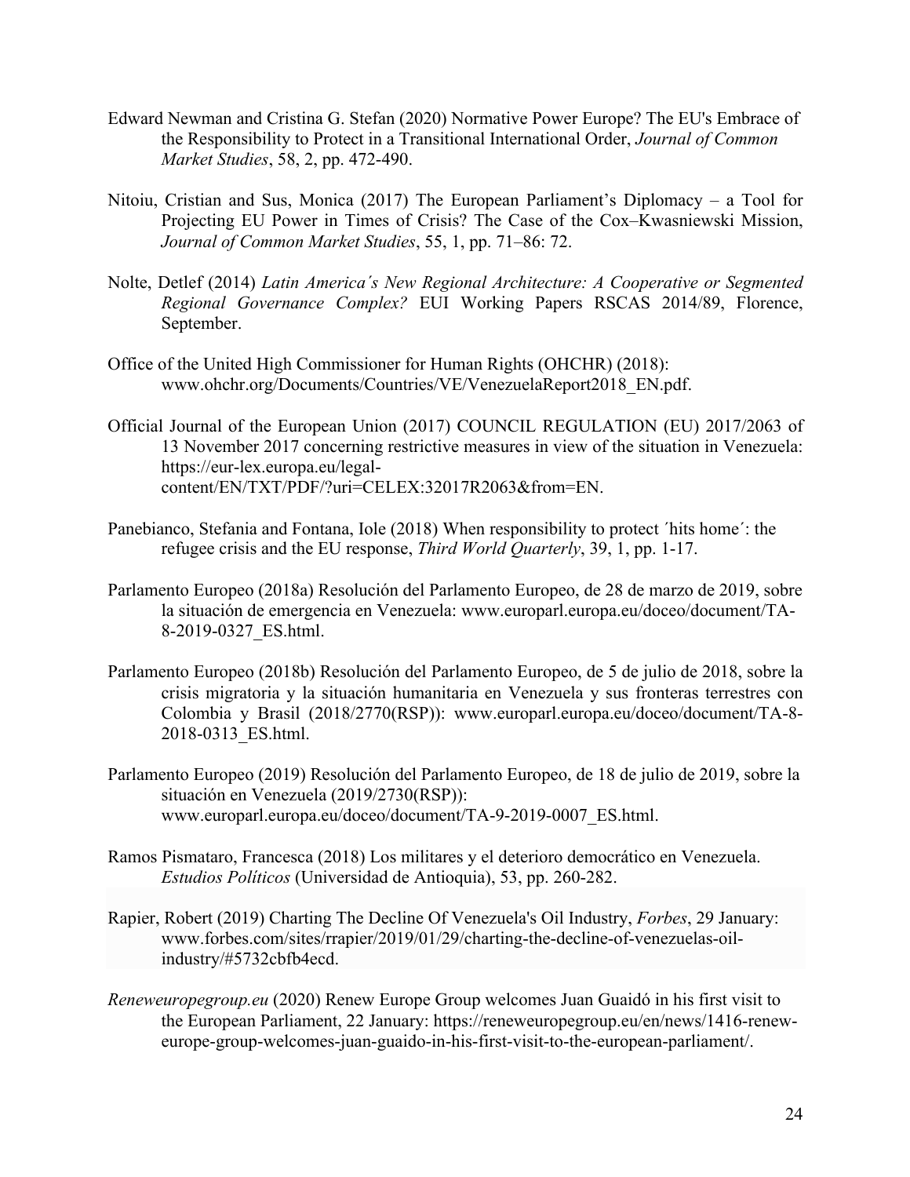Edward Newman and Cristina G. Stefan (2020) Normative Power Europe? The EU's Embrace of the Responsibility to Protect in a Transitional International Order, *Journal of Common Market Studies*, 58, 2, pp. 472-490.

Nitoiu, Cristian and Sus, Monica (2017) The European Parliament's Diplomacy – a Tool for Projecting EU Power in Times of Crisis? The Case of the Cox–Kwasniewski Mission, *Journal of Common Market Studies*, 55, 1, pp. 71–86: 72.

Nolte, Detlef (2014) *Latin America´s New Regional Architecture: A Cooperative or Segmented Regional Governance Complex?* EUI Working Papers RSCAS 2014/89, Florence, September.

Office of the United High Commissioner for Human Rights (OHCHR) (2018): www.ohchr.org/Documents/Countries/VE/VenezuelaReport2018_EN.pdf.

Official Journal of the European Union (2017) COUNCIL REGULATION (EU) 2017/2063 of 13 November 2017 concerning restrictive measures in view of the situation in Venezuela: https://eur-lex.europa.eu/legal-content/EN/TXT/PDF/?uri=CELEX:32017R2063&from=EN.

Panebianco, Stefania and Fontana, Iole (2018) When responsibility to protect ´hits home´: the refugee crisis and the EU response, *Third World Quarterly*, 39, 1, pp. 1-17.

Parlamento Europeo (2018a) Resolución del Parlamento Europeo, de 28 de marzo de 2019, sobre la situación de emergencia en Venezuela: www.europarl.europa.eu/doceo/document/TA-8-2019-0327_ES.html.

Parlamento Europeo (2018b) Resolución del Parlamento Europeo, de 5 de julio de 2018, sobre la crisis migratoria y la situación humanitaria en Venezuela y sus fronteras terrestres con Colombia y Brasil (2018/2770(RSP)): www.europarl.europa.eu/doceo/document/TA-8-2018-0313_ES.html.

Parlamento Europeo (2019) Resolución del Parlamento Europeo, de 18 de julio de 2019, sobre la situación en Venezuela (2019/2730(RSP)): www.europarl.europa.eu/doceo/document/TA-9-2019-0007_ES.html.

Ramos Pismataro, Francesca (2018) Los militares y el deterioro democrático en Venezuela. *Estudios Políticos* (Universidad de Antioquia), 53, pp. 260-282.

Rapier, Robert (2019) Charting The Decline Of Venezuela's Oil Industry, *Forbes*, 29 January: www.forbes.com/sites/rrapier/2019/01/29/charting-the-decline-of-venezuelas-oil-industry/#5732cbfb4ecd.

*Reneweuropegroup.eu* (2020) Renew Europe Group welcomes Juan Guaidó in his first visit to the European Parliament, 22 January: https://reneweuropegroup.eu/en/news/1416-renew-europe-group-welcomes-juan-guaido-in-his-first-visit-to-the-european-parliament/.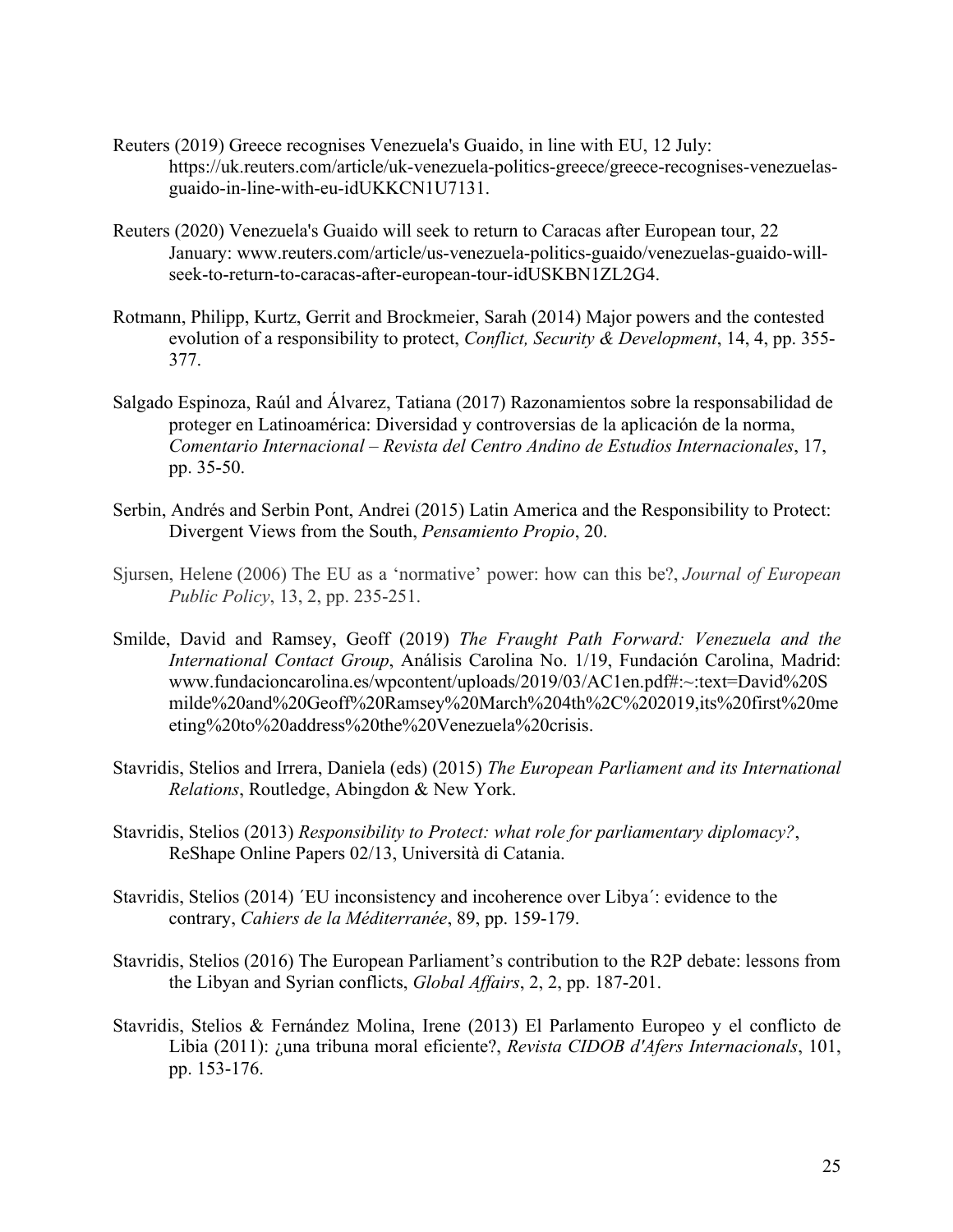Reuters (2019) Greece recognises Venezuela's Guaido, in line with EU, 12 July: https://uk.reuters.com/article/uk-venezuela-politics-greece/greece-recognises-venezuelas-guaido-in-line-with-eu-idUKKCN1U7131.

Reuters (2020) Venezuela's Guaido will seek to return to Caracas after European tour, 22 January: www.reuters.com/article/us-venezuela-politics-guaido/venezuelas-guaido-will-seek-to-return-to-caracas-after-european-tour-idUSKBN1ZL2G4.

Rotmann, Philipp, Kurtz, Gerrit and Brockmeier, Sarah (2014) Major powers and the contested evolution of a responsibility to protect, *Conflict, Security & Development*, 14, 4, pp. 355-377.

Salgado Espinoza, Raúl and Álvarez, Tatiana (2017) Razonamientos sobre la responsabilidad de proteger en Latinoamérica: Diversidad y controversias de la aplicación de la norma, *Comentario Internacional – Revista del Centro Andino de Estudios Internacionales*, 17, pp. 35-50.

Serbin, Andrés and Serbin Pont, Andrei (2015) Latin America and the Responsibility to Protect: Divergent Views from the South, *Pensamiento Propio*, 20.

Sjursen, Helene (2006) The EU as a 'normative' power: how can this be?, *Journal of European Public Policy*, 13, 2, pp. 235-251.

Smilde, David and Ramsey, Geoff (2019) *The Fraught Path Forward: Venezuela and the International Contact Group*, Análisis Carolina No. 1/19, Fundación Carolina, Madrid: www.fundacioncarolina.es/wpcontent/uploads/2019/03/AC1en.pdf#:~:text=David%20Smilde%20and%20Geoff%20Ramsey%20March%204th%2C%202019,its%20first%20meeting%20to%20address%20the%20Venezuela%20crisis.

Stavridis, Stelios and Irrera, Daniela (eds) (2015) *The European Parliament and its International Relations*, Routledge, Abingdon & New York.

Stavridis, Stelios (2013) *Responsibility to Protect: what role for parliamentary diplomacy?*, ReShape Online Papers 02/13, Università di Catania.

Stavridis, Stelios (2014) ´EU inconsistency and incoherence over Libya´: evidence to the contrary, *Cahiers de la Méditerranée*, 89, pp. 159-179.

Stavridis, Stelios (2016) The European Parliament's contribution to the R2P debate: lessons from the Libyan and Syrian conflicts, *Global Affairs*, 2, 2, pp. 187-201.

Stavridis, Stelios & Fernández Molina, Irene (2013) El Parlamento Europeo y el conflicto de Libia (2011): ¿una tribuna moral eficiente?, *Revista CIDOB d'Afers Internacionals*, 101, pp. 153-176.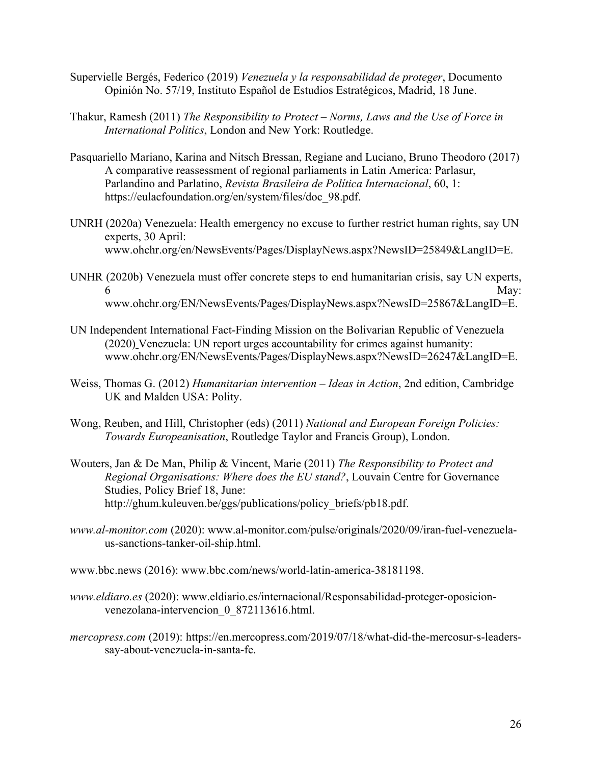Supervielle Bergés, Federico (2019) *Venezuela y la responsabilidad de proteger*, Documento Opinión No. 57/19, Instituto Español de Estudios Estratégicos, Madrid, 18 June.

Thakur, Ramesh (2011) *The Responsibility to Protect – Norms, Laws and the Use of Force in International Politics*, London and New York: Routledge.

Pasquariello Mariano, Karina and Nitsch Bressan, Regiane and Luciano, Bruno Theodoro (2017) A comparative reassessment of regional parliaments in Latin America: Parlasur, Parlandino and Parlatino, *Revista Brasileira de Política Internacional*, 60, 1: https://eulacfoundation.org/en/system/files/doc_98.pdf.

UNRH (2020a) Venezuela: Health emergency no excuse to further restrict human rights, say UN experts, 30 April: www.ohchr.org/en/NewsEvents/Pages/DisplayNews.aspx?NewsID=25849&LangID=E.

UNHR (2020b) Venezuela must offer concrete steps to end humanitarian crisis, say UN experts, 6 May: www.ohchr.org/EN/NewsEvents/Pages/DisplayNews.aspx?NewsID=25867&LangID=E.

UN Independent International Fact-Finding Mission on the Bolivarian Republic of Venezuela (2020) Venezuela: UN report urges accountability for crimes against humanity: www.ohchr.org/EN/NewsEvents/Pages/DisplayNews.aspx?NewsID=26247&LangID=E.

Weiss, Thomas G. (2012) *Humanitarian intervention – Ideas in Action*, 2nd edition, Cambridge UK and Malden USA: Polity.

Wong, Reuben, and Hill, Christopher (eds) (2011) *National and European Foreign Policies: Towards Europeanisation*, Routledge Taylor and Francis Group), London.

Wouters, Jan & De Man, Philip & Vincent, Marie (2011) *The Responsibility to Protect and Regional Organisations: Where does the EU stand?*, Louvain Centre for Governance Studies, Policy Brief 18, June: http://ghum.kuleuven.be/ggs/publications/policy_briefs/pb18.pdf.

*www.al-monitor.com* (2020): www.al-monitor.com/pulse/originals/2020/09/iran-fuel-venezuela-us-sanctions-tanker-oil-ship.html.

www.bbc.news (2016): www.bbc.com/news/world-latin-america-38181198.

*www.eldiaro.es* (2020): www.eldiario.es/internacional/Responsabilidad-proteger-oposicion-venezolana-intervencion_0_872113616.html.

*mercopress.com* (2019): https://en.mercopress.com/2019/07/18/what-did-the-mercosur-s-leaders-say-about-venezuela-in-santa-fe.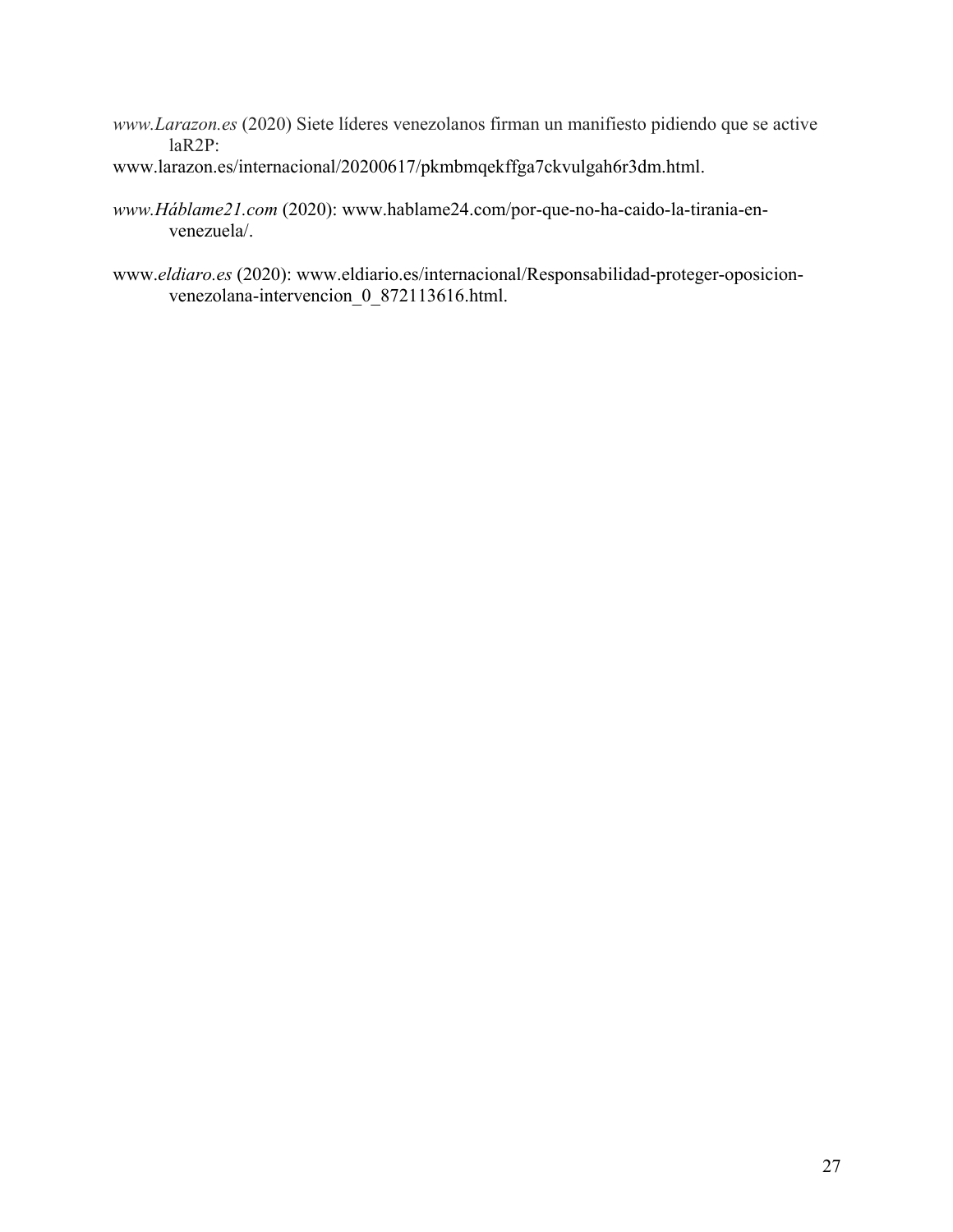*www.Larazon.es* (2020) Siete líderes venezolanos firman un manifiesto pidiendo que se active laR2P: www.larazon.es/internacional/20200617/pkmbmqekffga7ckvulgah6r3dm.html.

*www.Háblame21.com* (2020): www.hablame24.com/por-que-no-ha-caido-la-tirania-en-venezuela/.

www.*eldiaro.es* (2020): www.eldiario.es/internacional/Responsabilidad-proteger-oposicion-venezolana-intervencion_0_872113616.html.